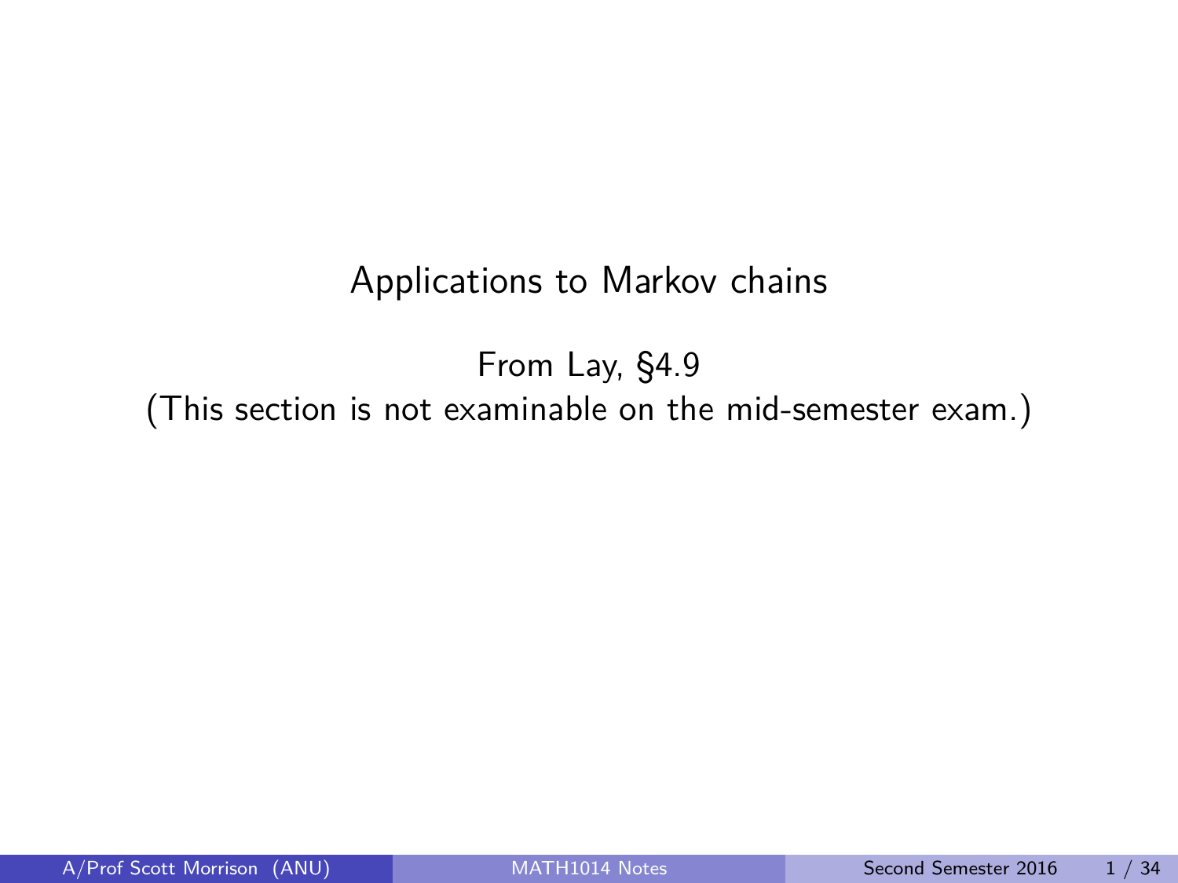# Applications to Markov chains

From Lay, §4.9
(This section is not examinable on the mid-semester exam.)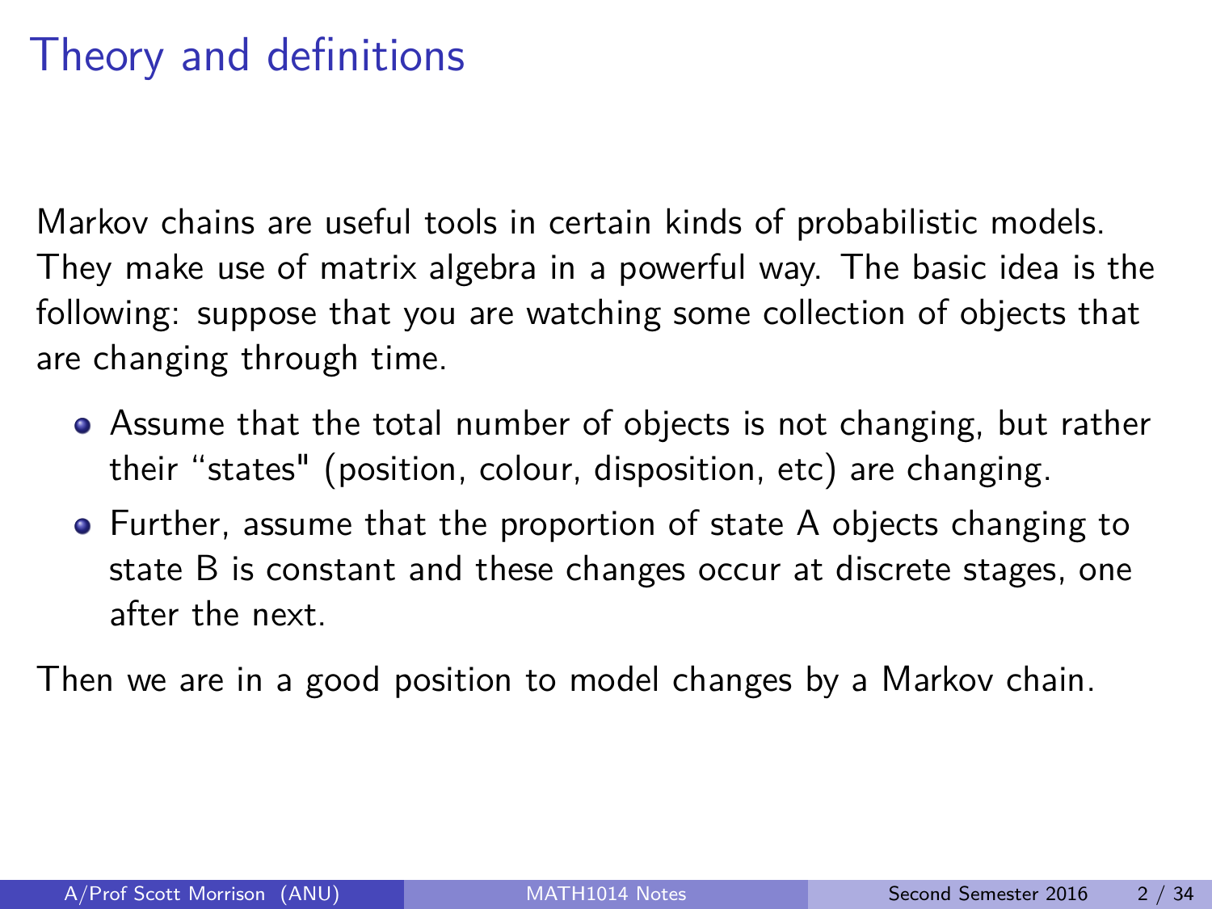# Theory and definitions

Markov chains are useful tools in certain kinds of probabilistic models. They make use of matrix algebra in a powerful way. The basic idea is the following: suppose that you are watching some collection of objects that are changing through time.

- Assume that the total number of objects is not changing, but rather their "states" (position, colour, disposition, etc) are changing.
- Further, assume that the proportion of state A objects changing to state B is constant and these changes occur at discrete stages, one after the next.

Then we are in a good position to model changes by a Markov chain.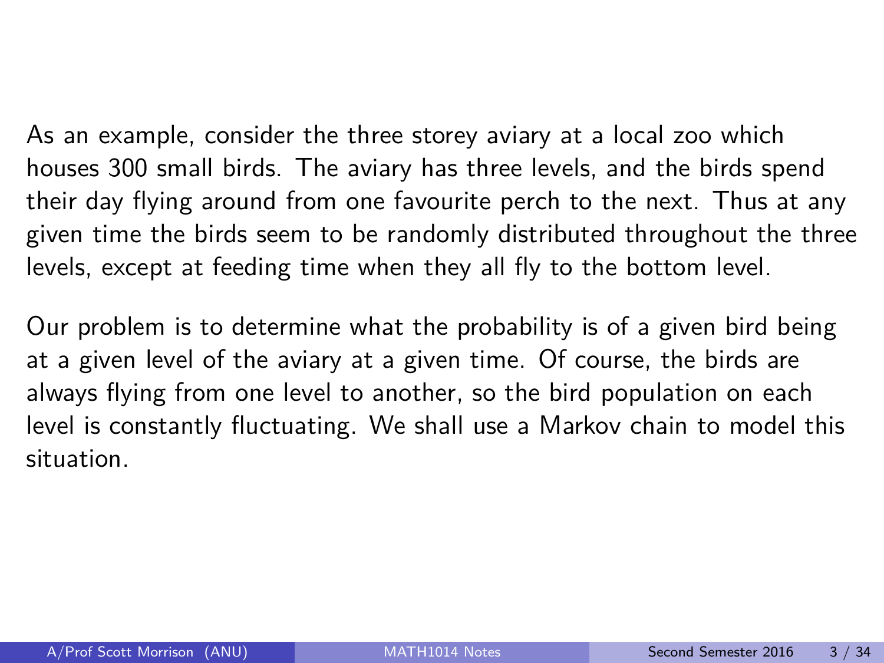As an example, consider the three storey aviary at a local zoo which houses 300 small birds. The aviary has three levels, and the birds spend their day flying around from one favourite perch to the next. Thus at any given time the birds seem to be randomly distributed throughout the three levels, except at feeding time when they all fly to the bottom level.

Our problem is to determine what the probability is of a given bird being at a given level of the aviary at a given time. Of course, the birds are always flying from one level to another, so the bird population on each level is constantly fluctuating. We shall use a Markov chain to model this situation.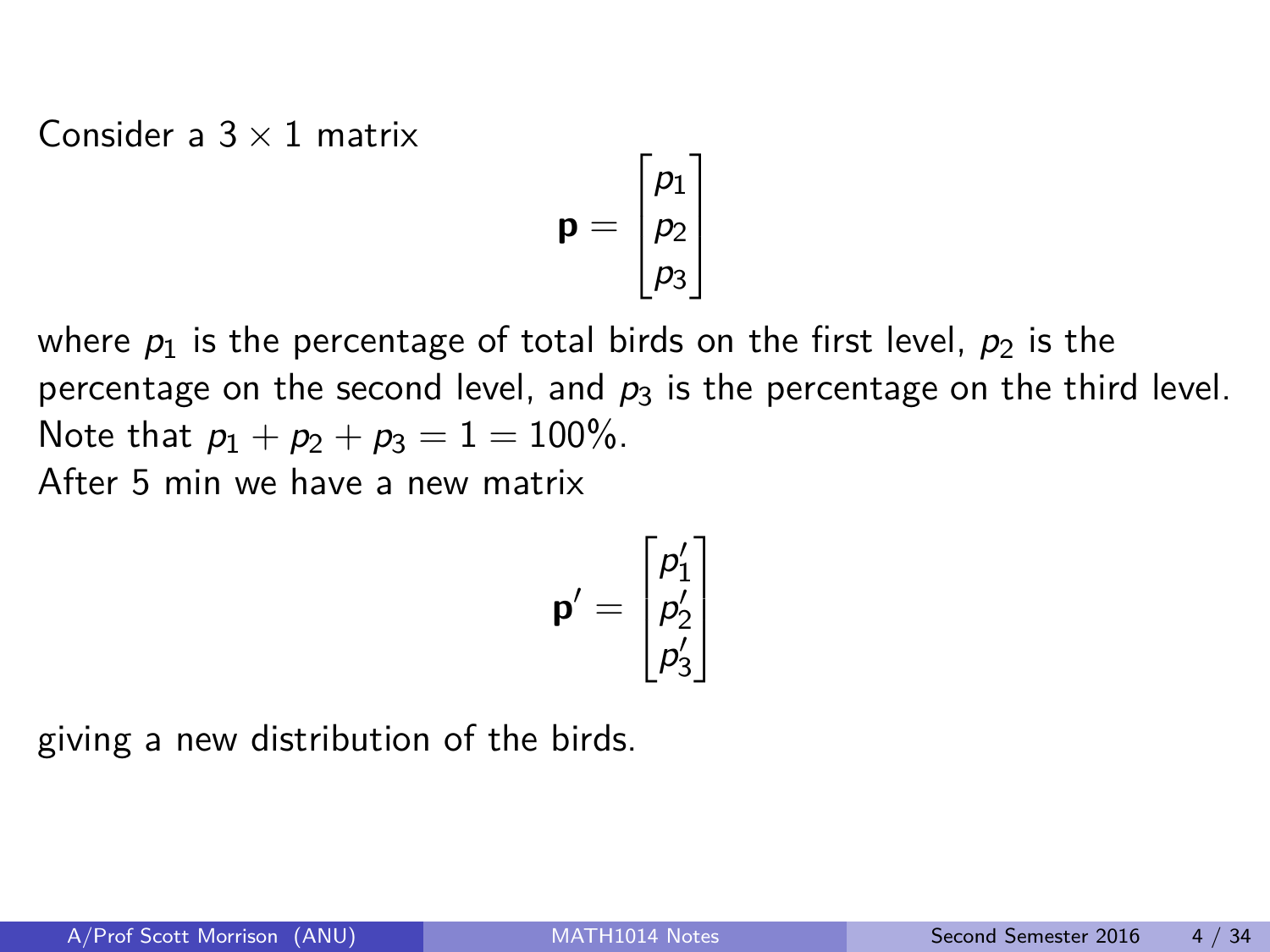Consider a $3 \times 1$ matrix

$$\mathbf{p} = \begin{bmatrix} p_1 \\ p_2 \\ p_3 \end{bmatrix}$$

where $p_1$ is the percentage of total birds on the first level, $p_2$ is the percentage on the second level, and $p_3$ is the percentage on the third level. Note that $p_1 + p_2 + p_3 = 1 = 100\%$.

After 5 min we have a new matrix

$$\mathbf{p}' = \begin{bmatrix} p_1' \\ p_2' \\ p_3' \end{bmatrix}$$

giving a new distribution of the birds.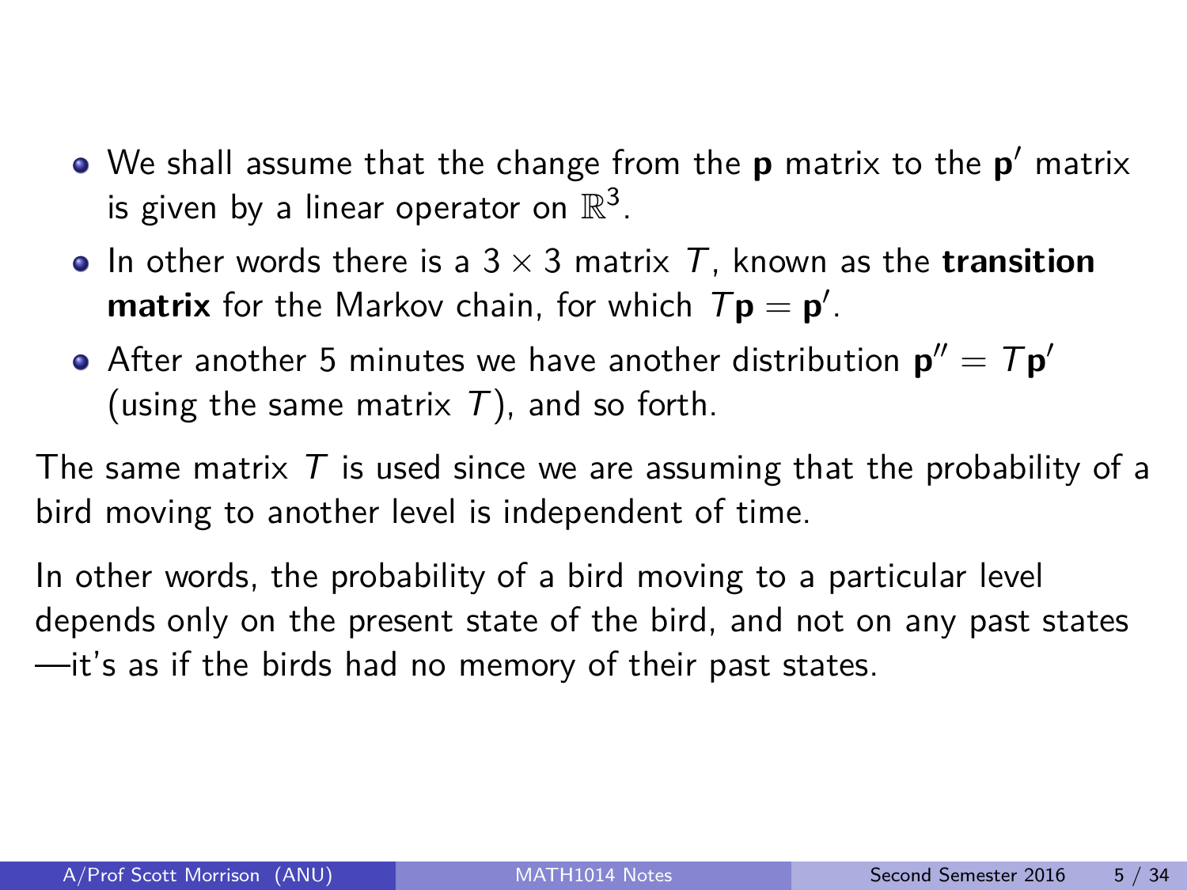- We shall assume that the change from the $\mathbf{p}$ matrix to the $\mathbf{p}'$ matrix is given by a linear operator on $\mathbb{R}^3$.
- In other words there is a $3 \times 3$ matrix $T$, known as the **transition matrix** for the Markov chain, for which $T\mathbf{p} = \mathbf{p}'$.
- After another 5 minutes we have another distribution $\mathbf{p}'' = T\mathbf{p}'$ (using the same matrix $T$), and so forth.

The same matrix $T$ is used since we are assuming that the probability of a bird moving to another level is independent of time.

In other words, the probability of a bird moving to a particular level depends only on the present state of the bird, and not on any past states —it's as if the birds had no memory of their past states.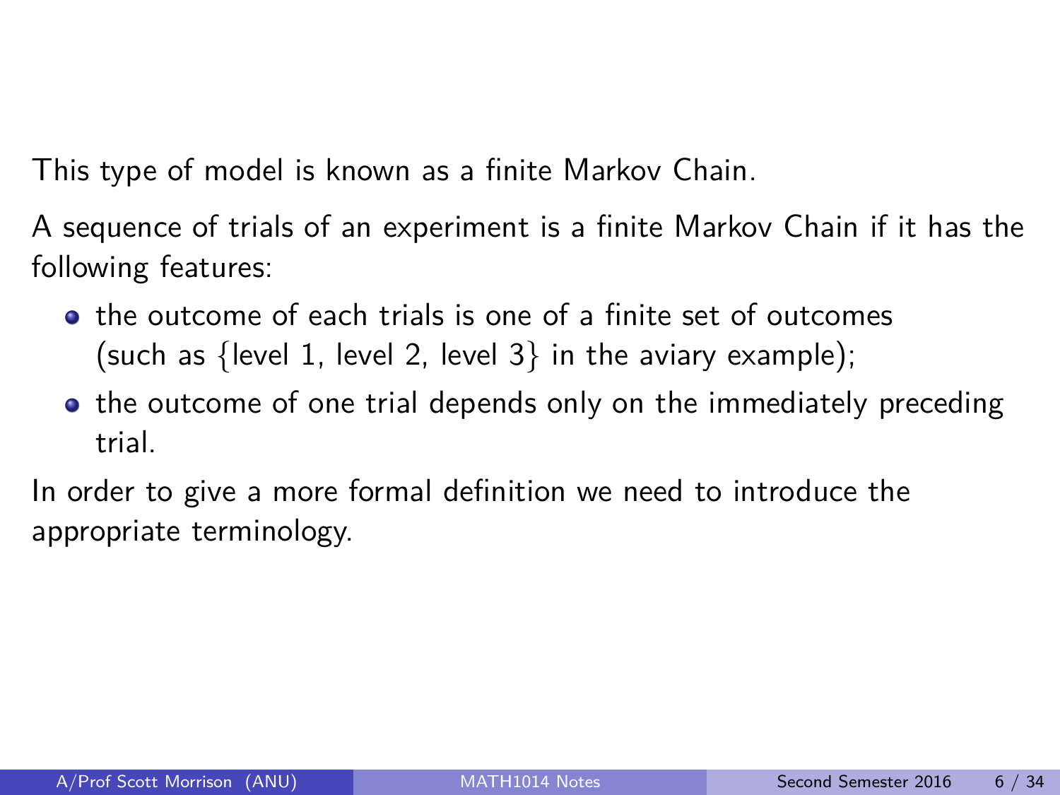This type of model is known as a finite Markov Chain.

A sequence of trials of an experiment is a finite Markov Chain if it has the following features:

- the outcome of each trials is one of a finite set of outcomes (such as {level 1, level 2, level 3} in the aviary example);
- the outcome of one trial depends only on the immediately preceding trial.

In order to give a more formal definition we need to introduce the appropriate terminology.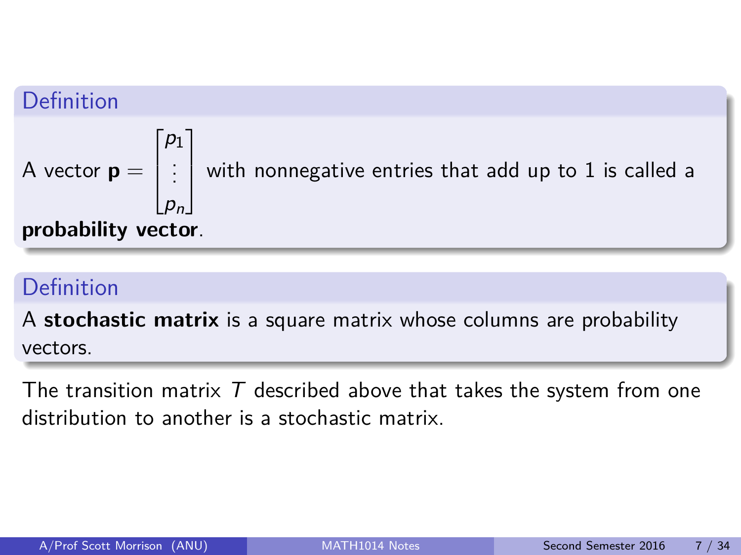**Definition**

A vector $\mathbf{p} = \begin{bmatrix} p_1 \\ \vdots \\ p_n \end{bmatrix}$ with nonnegative entries that add up to 1 is called a **probability vector**.

**Definition**

A **stochastic matrix** is a square matrix whose columns are probability vectors.

The transition matrix $T$ described above that takes the system from one distribution to another is a stochastic matrix.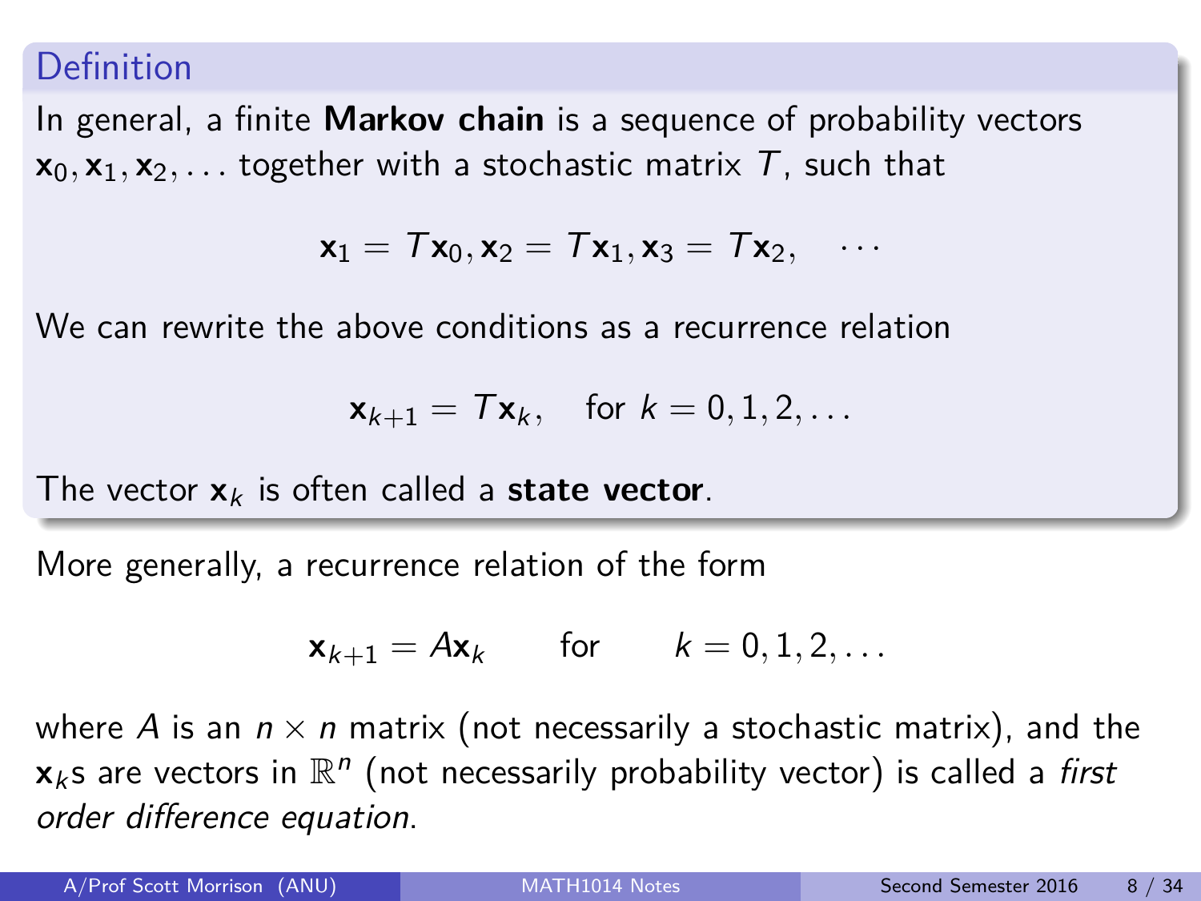### Definition

In general, a finite **Markov chain** is a sequence of probability vectors $\mathbf{x}_0, \mathbf{x}_1, \mathbf{x}_2, \dots$ together with a stochastic matrix $T$, such that

$$\mathbf{x}_1 = T\mathbf{x}_0, \mathbf{x}_2 = T\mathbf{x}_1, \mathbf{x}_3 = T\mathbf{x}_2, \quad \cdots$$

We can rewrite the above conditions as a recurrence relation

$$\mathbf{x}_{k+1} = T\mathbf{x}_k, \quad \text{for } k = 0, 1, 2, \dots$$

The vector $\mathbf{x}_k$ is often called a **state vector**.

More generally, a recurrence relation of the form

$$\mathbf{x}_{k+1} = A\mathbf{x}_k \qquad \text{for} \qquad k = 0, 1, 2, \dots$$

where $A$ is an $n \times n$ matrix (not necessarily a stochastic matrix), and the $\mathbf{x}_k$s are vectors in $\mathbb{R}^n$ (not necessarily probability vector) is called a *first order difference equation*.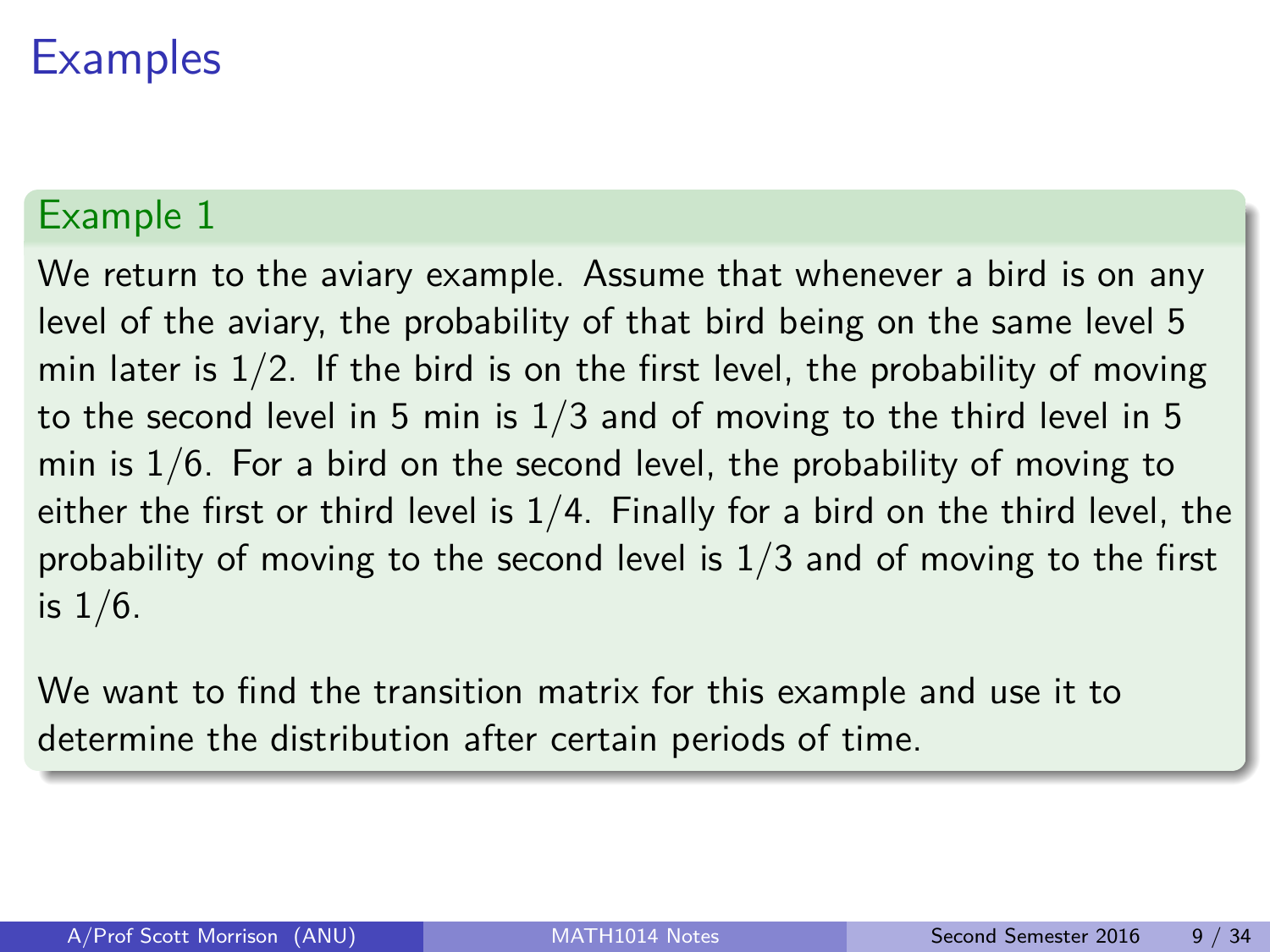# Examples

## Example 1

We return to the aviary example. Assume that whenever a bird is on any level of the aviary, the probability of that bird being on the same level 5 min later is $1/2$. If the bird is on the first level, the probability of moving to the second level in 5 min is $1/3$ and of moving to the third level in 5 min is $1/6$. For a bird on the second level, the probability of moving to either the first or third level is $1/4$. Finally for a bird on the third level, the probability of moving to the second level is $1/3$ and of moving to the first is $1/6$.

We want to find the transition matrix for this example and use it to determine the distribution after certain periods of time.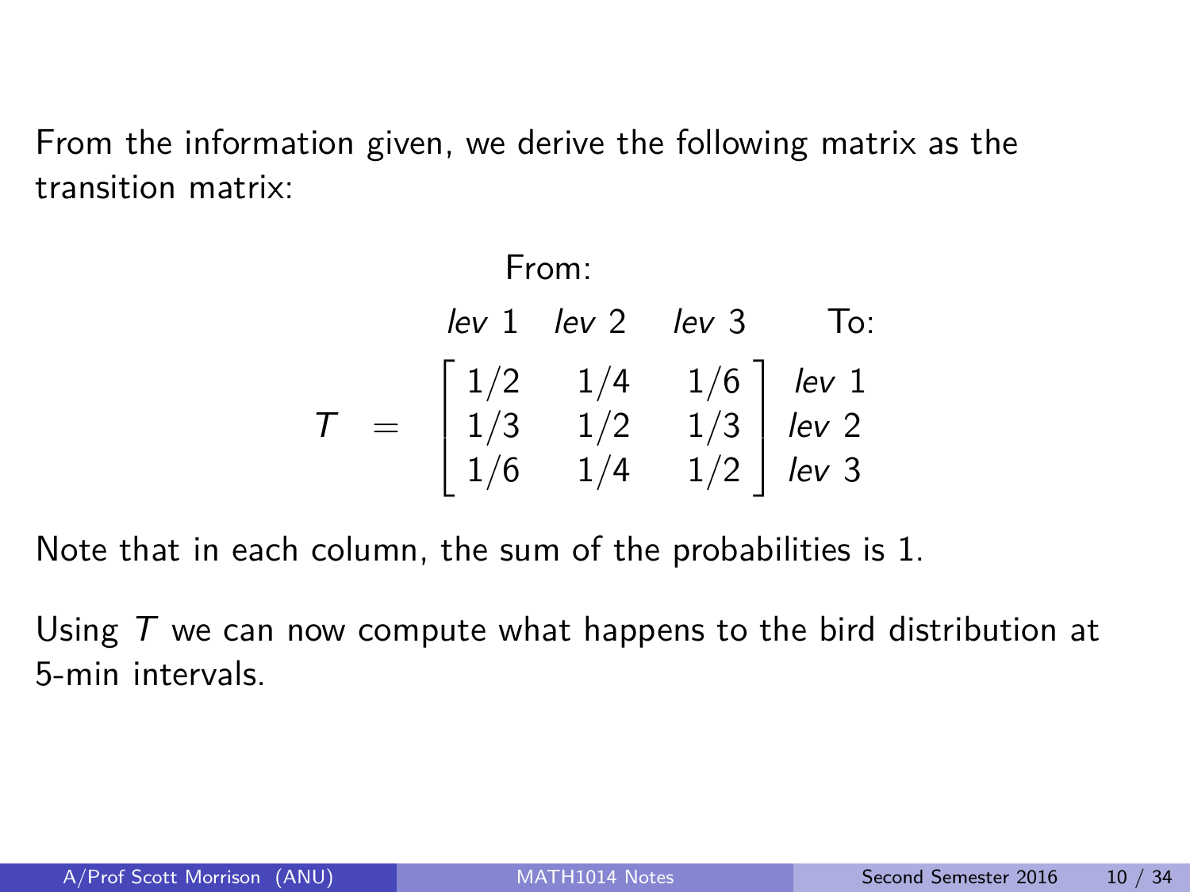From the information given, we derive the following matrix as the transition matrix:

$$
\begin{array}{cccc}
 & & \text{From:} & \\
 & \textit{lev } 1 & \textit{lev } 2 & \textit{lev } 3 \qquad \text{To:} \\
T \; = & \left[\begin{array}{c} 1/2 \\ 1/3 \\ 1/6 \end{array}\right. & \begin{array}{c} 1/4 \\ 1/2 \\ 1/4 \end{array} & \left.\begin{array}{c} 1/6 \\ 1/3 \\ 1/2 \end{array}\right] \begin{array}{c} \textit{lev } 1 \\ \textit{lev } 2 \\ \textit{lev } 3 \end{array}
\end{array}
$$

Note that in each column, the sum of the probabilities is 1.

Using $T$ we can now compute what happens to the bird distribution at 5-min intervals.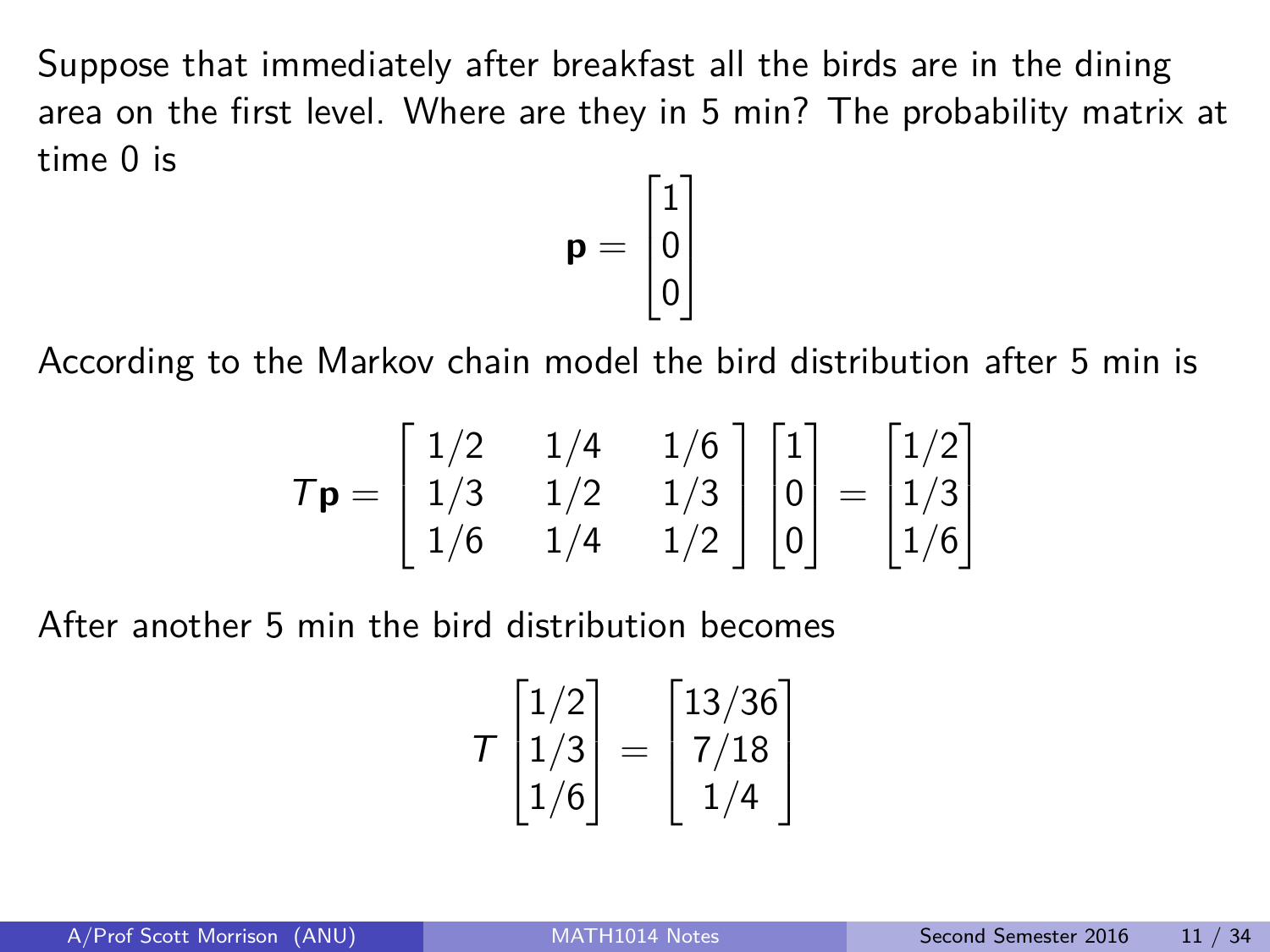Suppose that immediately after breakfast all the birds are in the dining area on the first level. Where are they in 5 min? The probability matrix at time 0 is

$$\mathbf{p} = \begin{bmatrix} 1 \\ 0 \\ 0 \end{bmatrix}$$

According to the Markov chain model the bird distribution after 5 min is

$$T\mathbf{p} = \begin{bmatrix} 1/2 & 1/4 & 1/6 \\ 1/3 & 1/2 & 1/3 \\ 1/6 & 1/4 & 1/2 \end{bmatrix} \begin{bmatrix} 1 \\ 0 \\ 0 \end{bmatrix} = \begin{bmatrix} 1/2 \\ 1/3 \\ 1/6 \end{bmatrix}$$

After another 5 min the bird distribution becomes

$$T \begin{bmatrix} 1/2 \\ 1/3 \\ 1/6 \end{bmatrix} = \begin{bmatrix} 13/36 \\ 7/18 \\ 1/4 \end{bmatrix}$$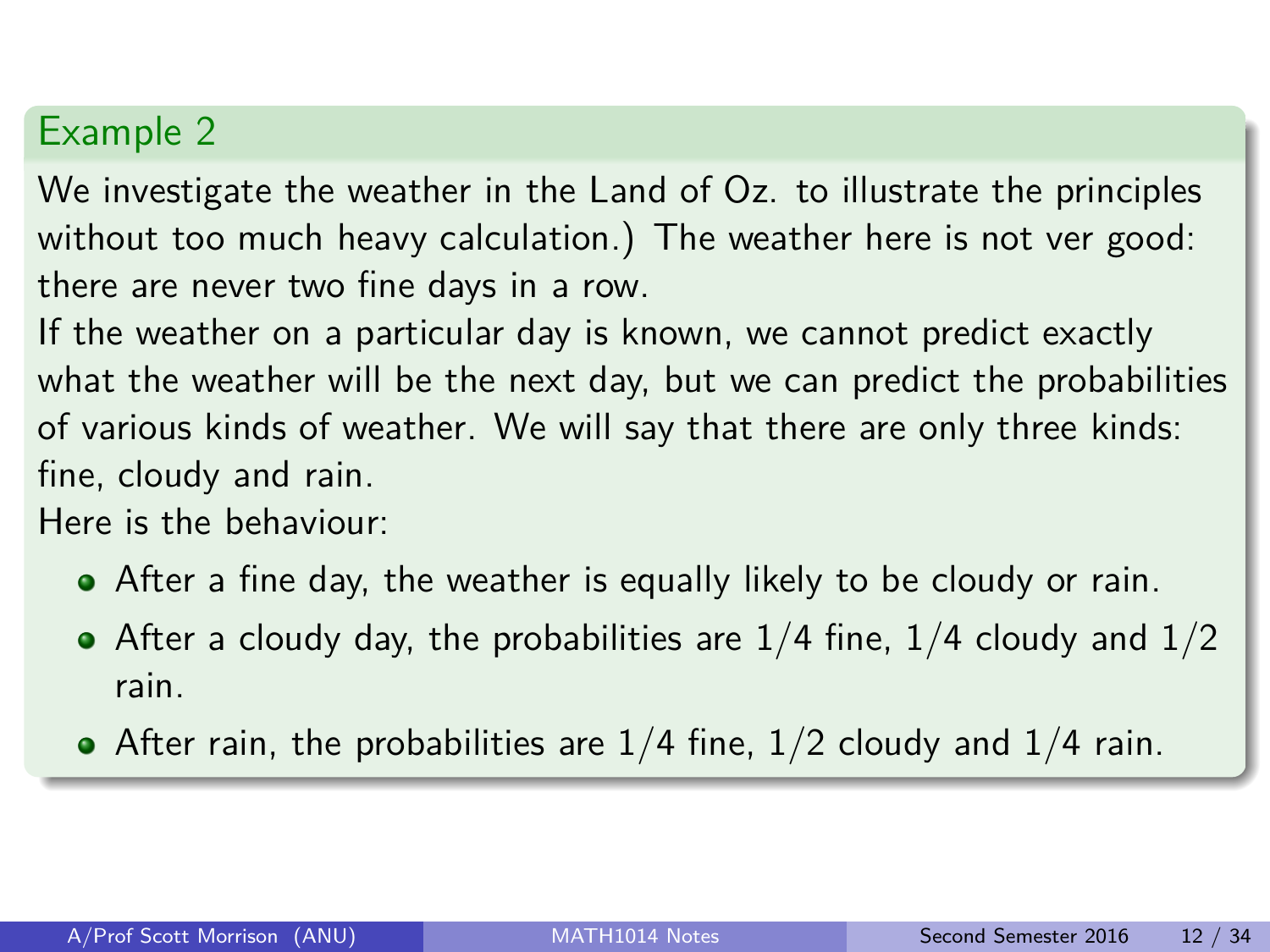## Example 2

We investigate the weather in the Land of Oz. to illustrate the principles without too much heavy calculation.) The weather here is not ver good: there are never two fine days in a row.

If the weather on a particular day is known, we cannot predict exactly what the weather will be the next day, but we can predict the probabilities of various kinds of weather. We will say that there are only three kinds: fine, cloudy and rain.

Here is the behaviour:

- After a fine day, the weather is equally likely to be cloudy or rain.
- After a cloudy day, the probabilities are $1/4$ fine, $1/4$ cloudy and $1/2$ rain.
- After rain, the probabilities are $1/4$ fine, $1/2$ cloudy and $1/4$ rain.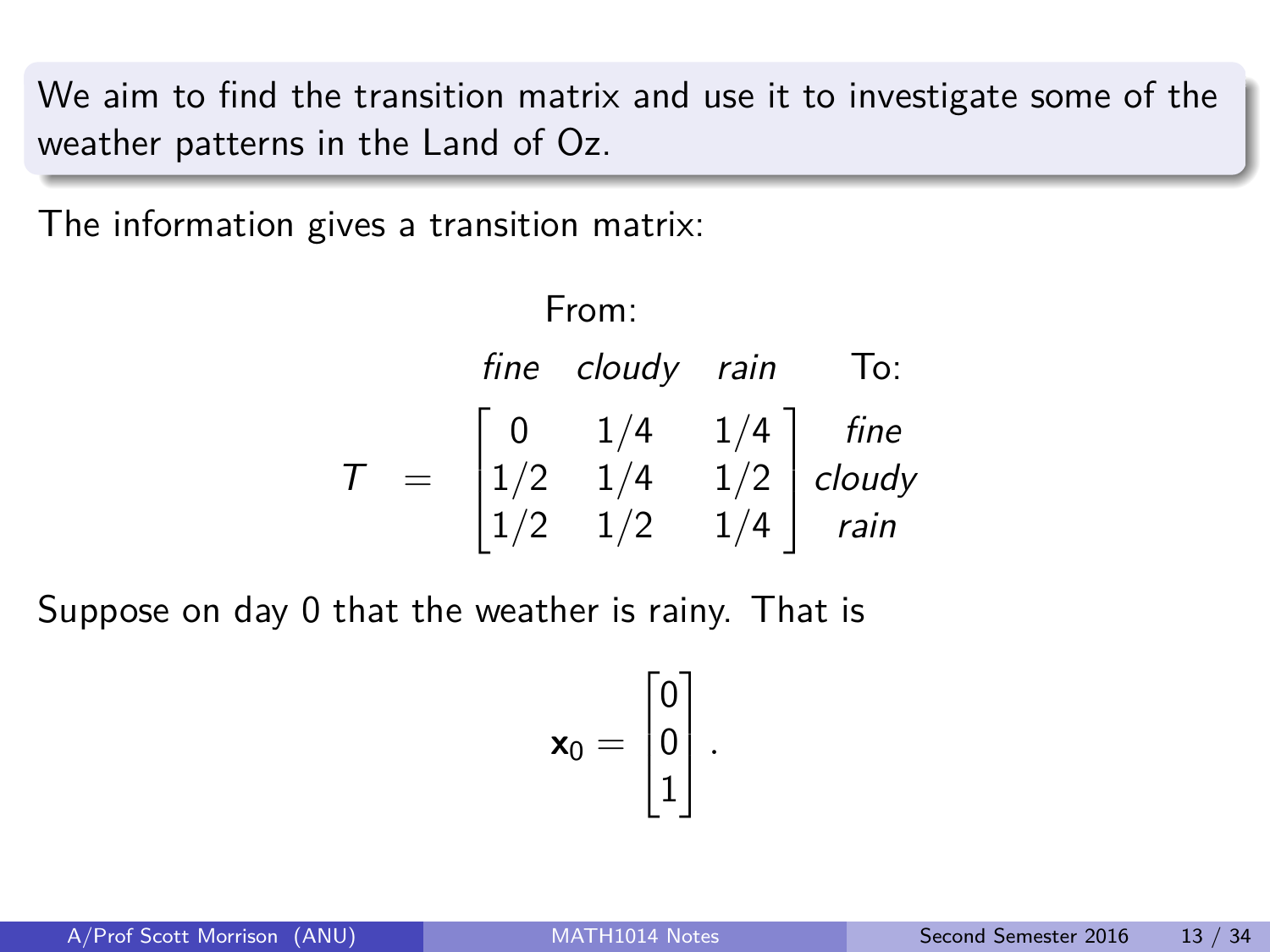We aim to find the transition matrix and use it to investigate some of the weather patterns in the Land of Oz.

The information gives a transition matrix:

$$
\begin{array}{c}
\text{From:} \\
\begin{array}{ccc} \textit{fine} & \textit{cloudy} & \textit{rain} \end{array} \quad \text{To:}
\end{array}
$$

$$
T \;=\; \begin{bmatrix} 0 & 1/4 & 1/4 \\ 1/2 & 1/4 & 1/2 \\ 1/2 & 1/2 & 1/4 \end{bmatrix} \begin{array}{c} \textit{fine} \\ \textit{cloudy} \\ \textit{rain} \end{array}
$$

Suppose on day 0 that the weather is rainy. That is

$$
\mathbf{x}_0 = \begin{bmatrix} 0 \\ 0 \\ 1 \end{bmatrix}.
$$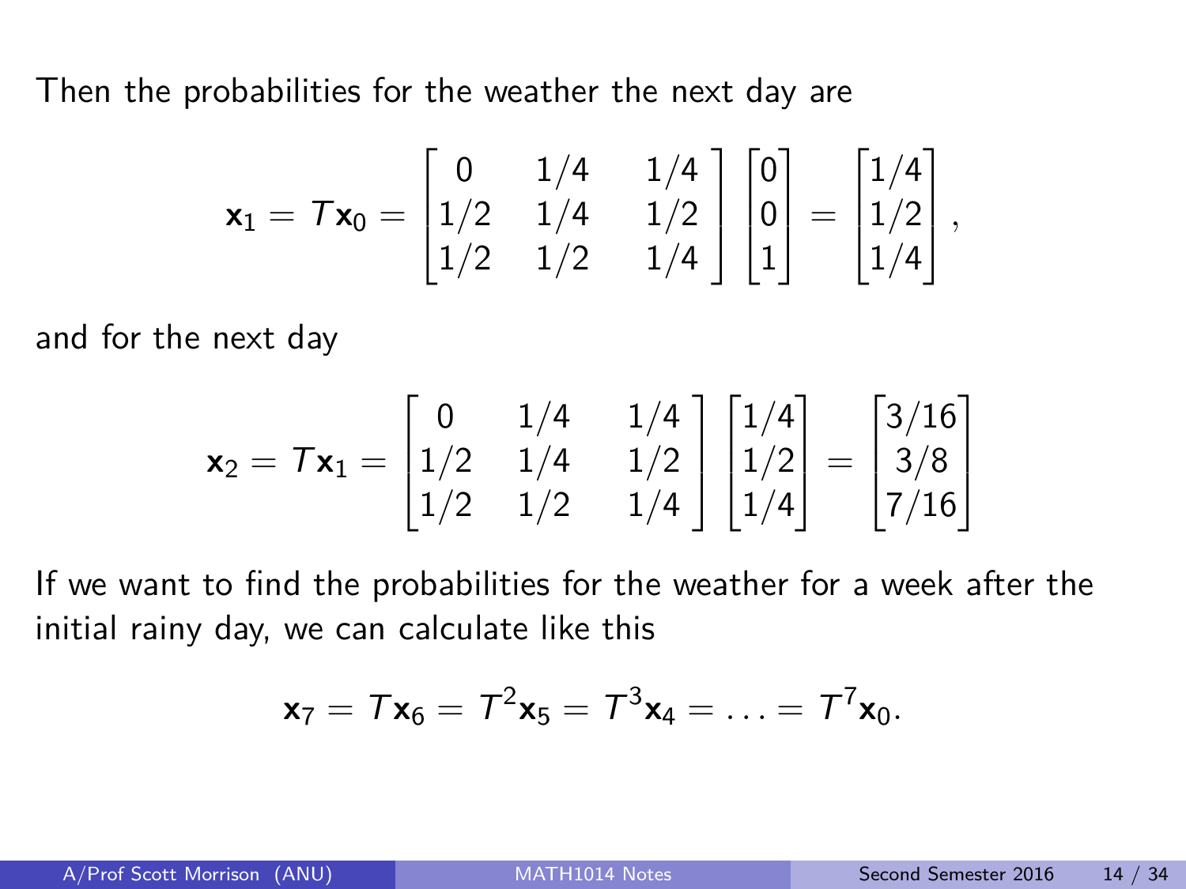Then the probabilities for the weather the next day are

$$\mathbf{x}_1 = T\mathbf{x}_0 = \begin{bmatrix} 0 & 1/4 & 1/4 \\ 1/2 & 1/4 & 1/2 \\ 1/2 & 1/2 & 1/4 \end{bmatrix} \begin{bmatrix} 0 \\ 0 \\ 1 \end{bmatrix} = \begin{bmatrix} 1/4 \\ 1/2 \\ 1/4 \end{bmatrix},$$

and for the next day

$$\mathbf{x}_2 = T\mathbf{x}_1 = \begin{bmatrix} 0 & 1/4 & 1/4 \\ 1/2 & 1/4 & 1/2 \\ 1/2 & 1/2 & 1/4 \end{bmatrix} \begin{bmatrix} 1/4 \\ 1/2 \\ 1/4 \end{bmatrix} = \begin{bmatrix} 3/16 \\ 3/8 \\ 7/16 \end{bmatrix}$$

If we want to find the probabilities for the weather for a week after the initial rainy day, we can calculate like this

$$\mathbf{x}_7 = T\mathbf{x}_6 = T^2\mathbf{x}_5 = T^3\mathbf{x}_4 = \ldots = T^7\mathbf{x}_0.$$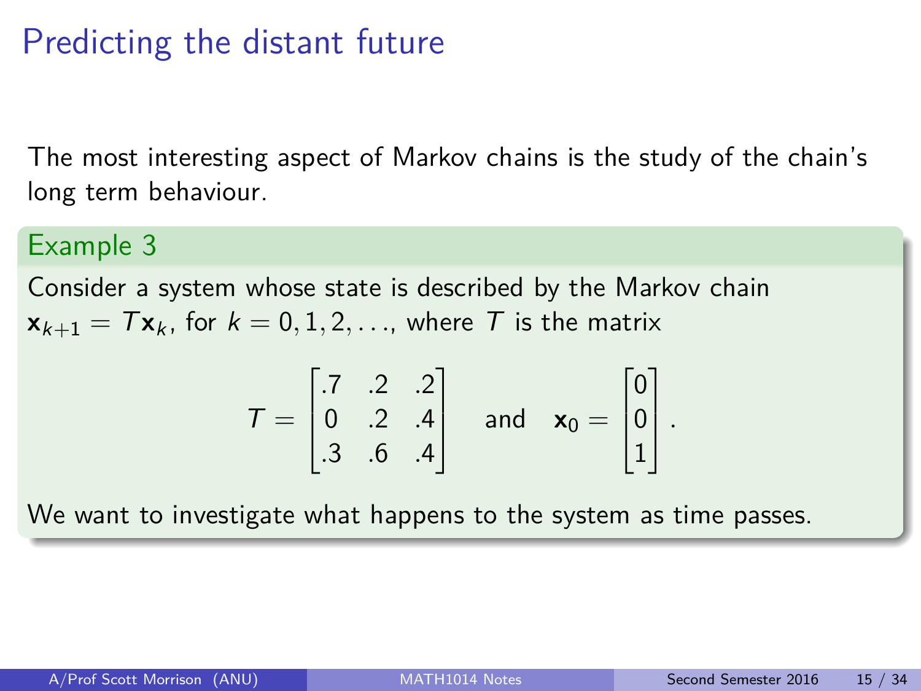# Predicting the distant future

The most interesting aspect of Markov chains is the study of the chain's long term behaviour.

### Example 3

Consider a system whose state is described by the Markov chain $\mathbf{x}_{k+1} = T\mathbf{x}_k$, for $k = 0, 1, 2, \ldots$, where $T$ is the matrix

$$T = \begin{bmatrix} .7 & .2 & .2 \\ 0 & .2 & .4 \\ .3 & .6 & .4 \end{bmatrix} \quad \text{and} \quad \mathbf{x}_0 = \begin{bmatrix} 0 \\ 0 \\ 1 \end{bmatrix}.$$

We want to investigate what happens to the system as time passes.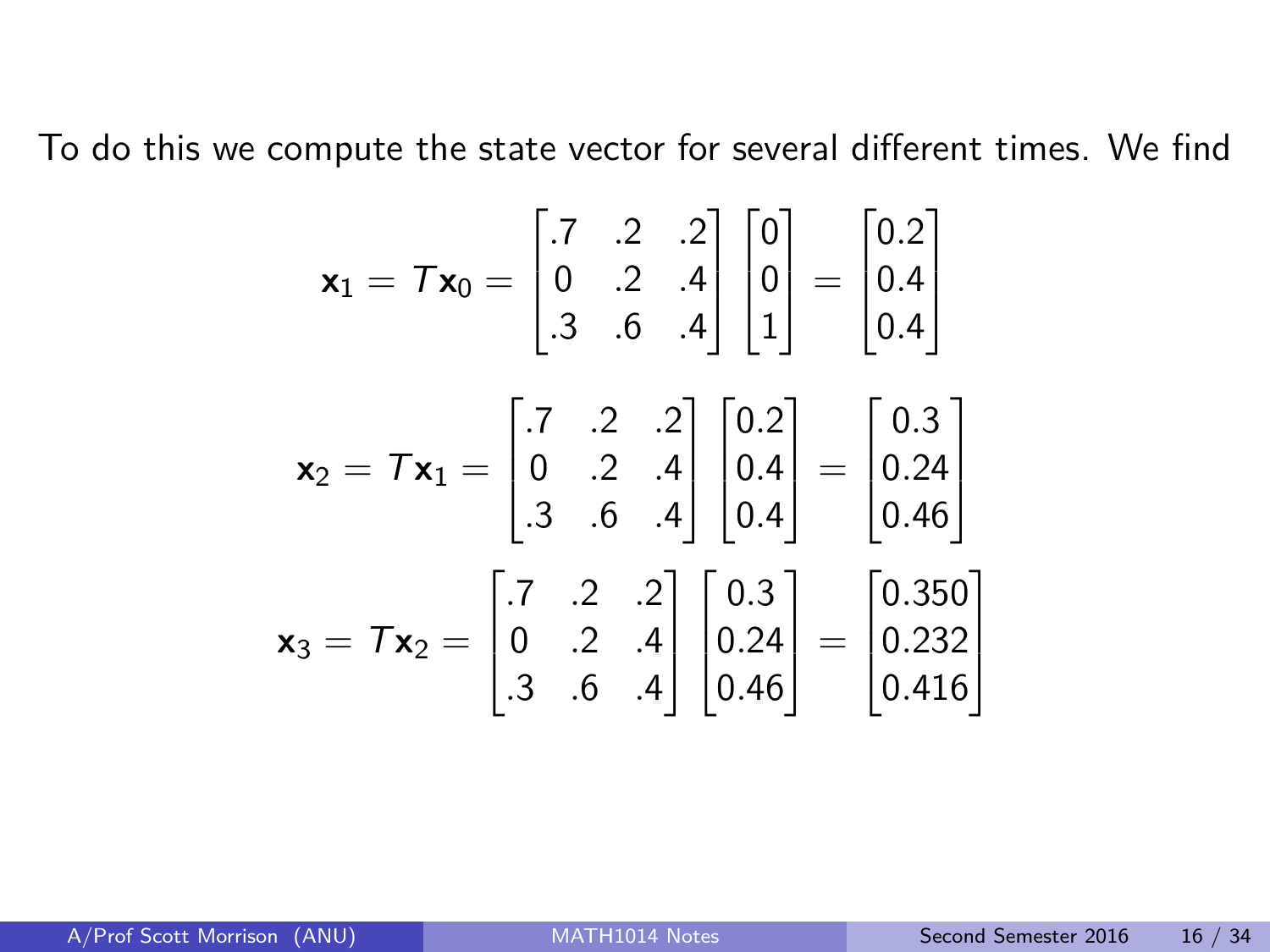To do this we compute the state vector for several different times. We find

$$\mathbf{x}_1 = T\mathbf{x}_0 = \begin{bmatrix} .7 & .2 & .2 \\ 0 & .2 & .4 \\ .3 & .6 & .4 \end{bmatrix} \begin{bmatrix} 0 \\ 0 \\ 1 \end{bmatrix} = \begin{bmatrix} 0.2 \\ 0.4 \\ 0.4 \end{bmatrix}$$

$$\mathbf{x}_2 = T\mathbf{x}_1 = \begin{bmatrix} .7 & .2 & .2 \\ 0 & .2 & .4 \\ .3 & .6 & .4 \end{bmatrix} \begin{bmatrix} 0.2 \\ 0.4 \\ 0.4 \end{bmatrix} = \begin{bmatrix} 0.3 \\ 0.24 \\ 0.46 \end{bmatrix}$$

$$\mathbf{x}_3 = T\mathbf{x}_2 = \begin{bmatrix} .7 & .2 & .2 \\ 0 & .2 & .4 \\ .3 & .6 & .4 \end{bmatrix} \begin{bmatrix} 0.3 \\ 0.24 \\ 0.46 \end{bmatrix} = \begin{bmatrix} 0.350 \\ 0.232 \\ 0.416 \end{bmatrix}$$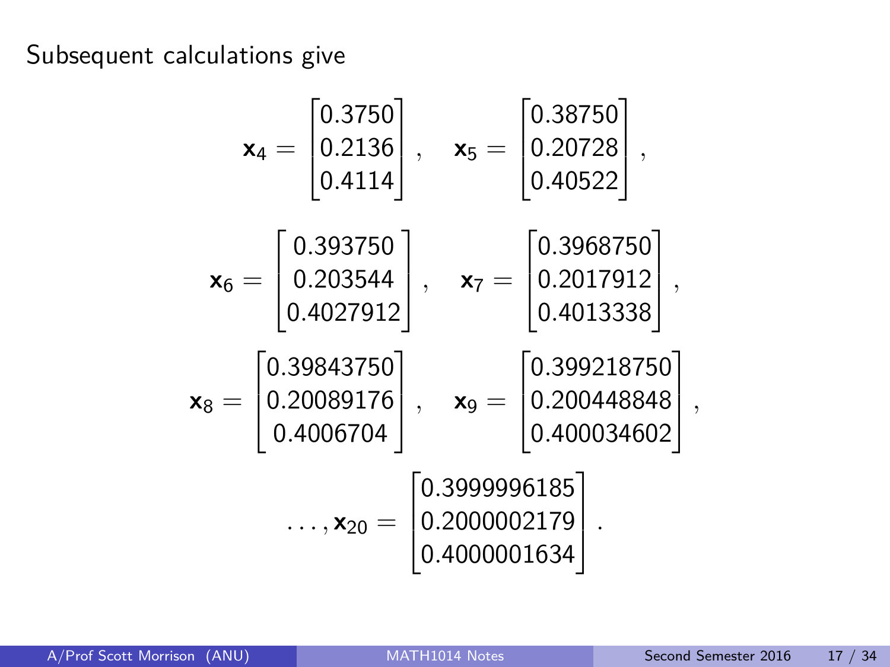Subsequent calculations give

$$\mathbf{x}_4 = \begin{bmatrix} 0.3750 \\ 0.2136 \\ 0.4114 \end{bmatrix}, \quad \mathbf{x}_5 = \begin{bmatrix} 0.38750 \\ 0.20728 \\ 0.40522 \end{bmatrix},$$

$$\mathbf{x}_6 = \begin{bmatrix} 0.393750 \\ 0.203544 \\ 0.4027912 \end{bmatrix}, \quad \mathbf{x}_7 = \begin{bmatrix} 0.3968750 \\ 0.2017912 \\ 0.4013338 \end{bmatrix},$$

$$\mathbf{x}_8 = \begin{bmatrix} 0.39843750 \\ 0.20089176 \\ 0.4006704 \end{bmatrix}, \quad \mathbf{x}_9 = \begin{bmatrix} 0.399218750 \\ 0.200448848 \\ 0.400034602 \end{bmatrix},$$

$$\ldots, \mathbf{x}_{20} = \begin{bmatrix} 0.3999996185 \\ 0.2000002179 \\ 0.4000001634 \end{bmatrix}.$$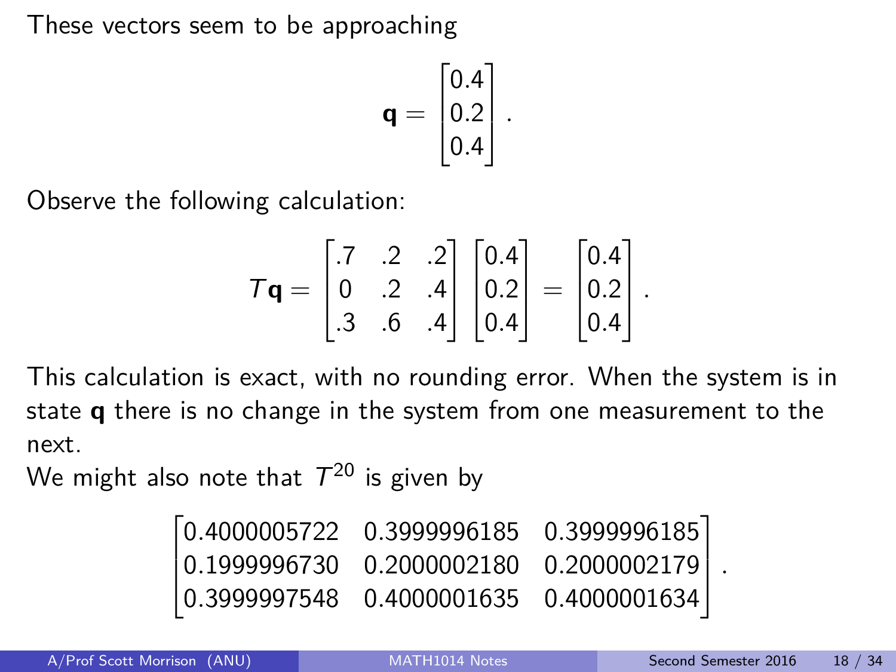These vectors seem to be approaching

$$\mathbf{q} = \begin{bmatrix} 0.4 \\ 0.2 \\ 0.4 \end{bmatrix}.$$

Observe the following calculation:

$$T\mathbf{q} = \begin{bmatrix} .7 & .2 & .2 \\ 0 & .2 & .4 \\ .3 & .6 & .4 \end{bmatrix} \begin{bmatrix} 0.4 \\ 0.2 \\ 0.4 \end{bmatrix} = \begin{bmatrix} 0.4 \\ 0.2 \\ 0.4 \end{bmatrix}.$$

This calculation is exact, with no rounding error. When the system is in state $\mathbf{q}$ there is no change in the system from one measurement to the next.

We might also note that $T^{20}$ is given by

$$\begin{bmatrix} 0.4000005722 & 0.3999996185 & 0.3999996185 \\ 0.1999996730 & 0.2000002180 & 0.2000002179 \\ 0.3999997548 & 0.4000001635 & 0.4000001634 \end{bmatrix}.$$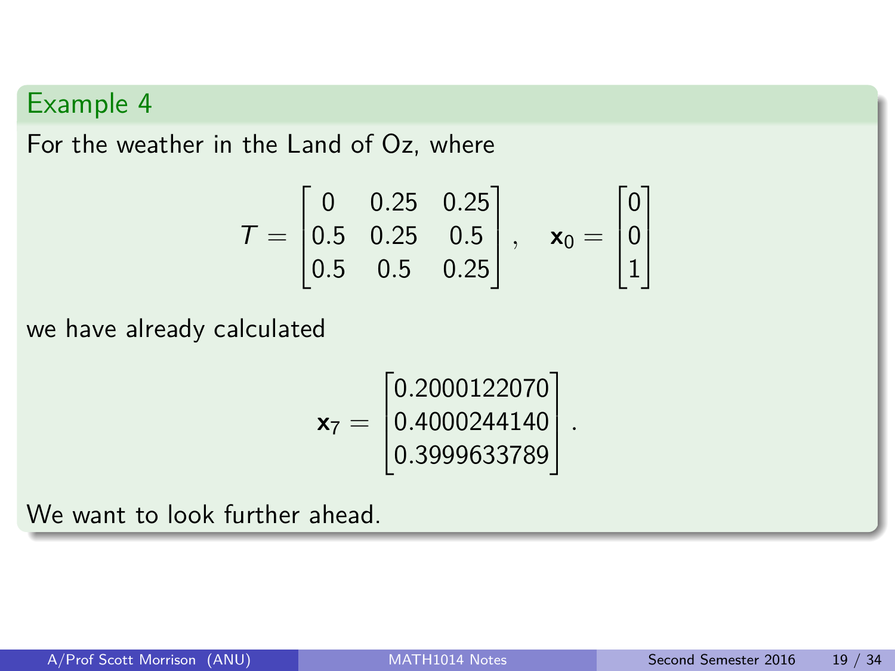## Example 4

For the weather in the Land of Oz, where

$$T = \begin{bmatrix} 0 & 0.25 & 0.25 \\ 0.5 & 0.25 & 0.5 \\ 0.5 & 0.5 & 0.25 \end{bmatrix}, \quad \mathbf{x}_0 = \begin{bmatrix} 0 \\ 0 \\ 1 \end{bmatrix}$$

we have already calculated

$$\mathbf{x}_7 = \begin{bmatrix} 0.2000122070 \\ 0.4000244140 \\ 0.3999633789 \end{bmatrix}.$$

We want to look further ahead.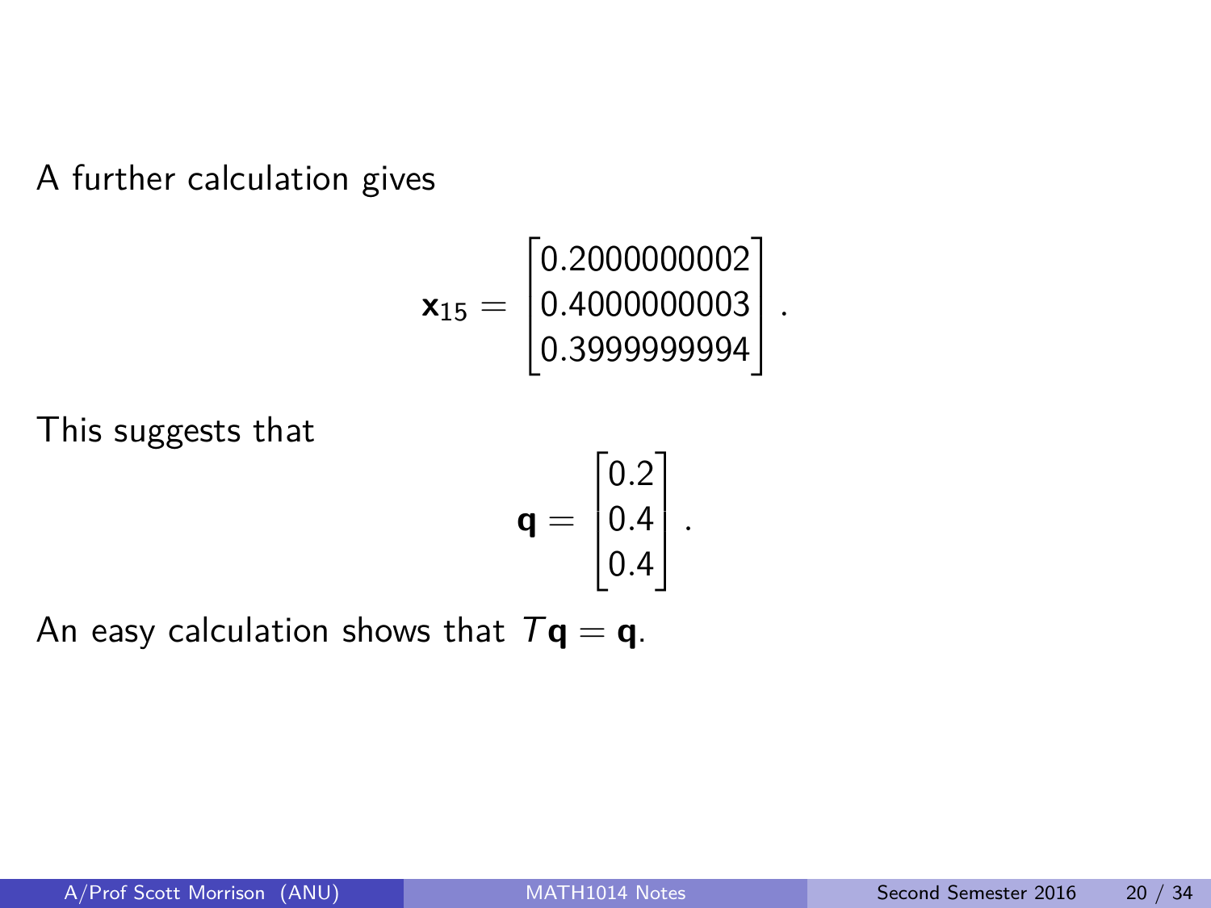A further calculation gives

$$\mathbf{x}_{15} = \begin{bmatrix} 0.2000000002 \\ 0.4000000003 \\ 0.3999999994 \end{bmatrix}.$$

This suggests that

$$\mathbf{q} = \begin{bmatrix} 0.2 \\ 0.4 \\ 0.4 \end{bmatrix}.$$

An easy calculation shows that $T\mathbf{q} = \mathbf{q}$.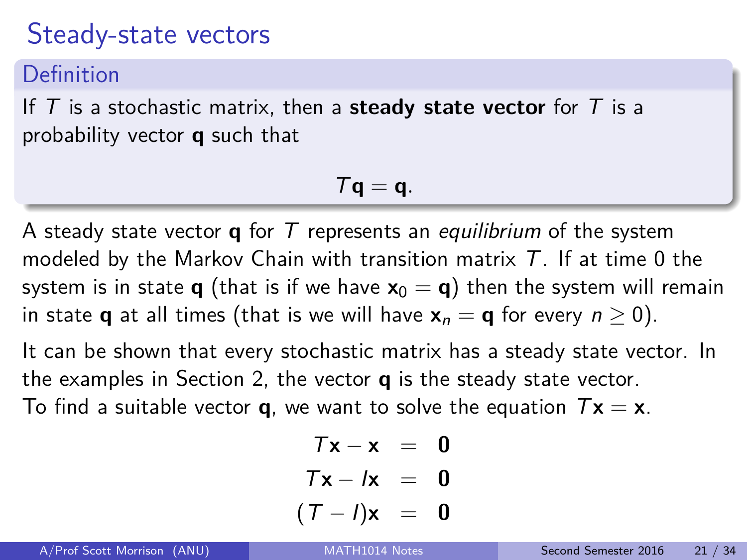# Steady-state vectors

**Definition**

If $T$ is a stochastic matrix, then a **steady state vector** for $T$ is a probability vector $\mathbf{q}$ such that

$$T\mathbf{q} = \mathbf{q}.$$

A steady state vector $\mathbf{q}$ for $T$ represents an *equilibrium* of the system modeled by the Markov Chain with transition matrix $T$. If at time 0 the system is in state $\mathbf{q}$ (that is if we have $\mathbf{x}_0 = \mathbf{q}$) then the system will remain in state $\mathbf{q}$ at all times (that is we will have $\mathbf{x}_n = \mathbf{q}$ for every $n \geq 0$).

It can be shown that every stochastic matrix has a steady state vector. In the examples in Section 2, the vector $\mathbf{q}$ is the steady state vector.
To find a suitable vector $\mathbf{q}$, we want to solve the equation $T\mathbf{x} = \mathbf{x}$.

$$\begin{aligned} T\mathbf{x} - \mathbf{x} &= \mathbf{0} \\ T\mathbf{x} - I\mathbf{x} &= \mathbf{0} \\ (T - I)\mathbf{x} &= \mathbf{0} \end{aligned}$$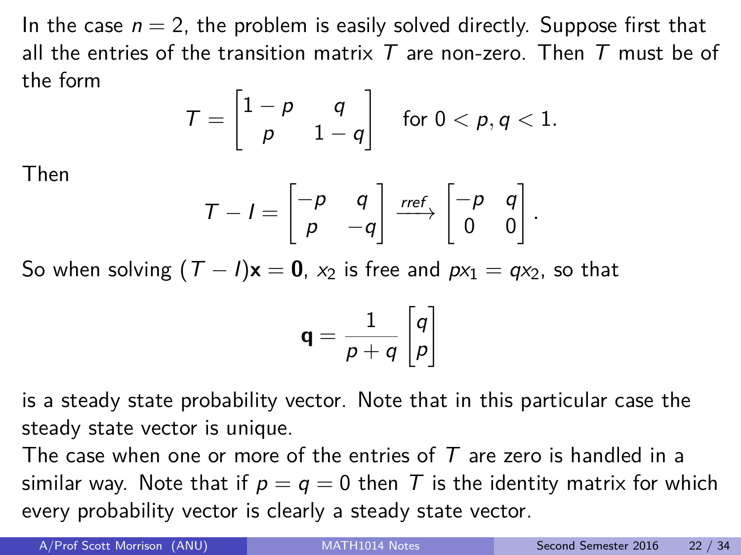In the case $n = 2$, the problem is easily solved directly. Suppose first that all the entries of the transition matrix $T$ are non-zero. Then $T$ must be of the form

$$T = \begin{bmatrix} 1-p & q \\ p & 1-q \end{bmatrix} \quad \text{for } 0 < p, q < 1.$$

Then

$$T - I = \begin{bmatrix} -p & q \\ p & -q \end{bmatrix} \xrightarrow{rref} \begin{bmatrix} -p & q \\ 0 & 0 \end{bmatrix}.$$

So when solving $(T - I)\mathbf{x} = \mathbf{0}$, $x_2$ is free and $px_1 = qx_2$, so that

$$\mathbf{q} = \frac{1}{p+q} \begin{bmatrix} q \\ p \end{bmatrix}$$

is a steady state probability vector. Note that in this particular case the steady state vector is unique.

The case when one or more of the entries of $T$ are zero is handled in a similar way. Note that if $p = q = 0$ then $T$ is the identity matrix for which every probability vector is clearly a steady state vector.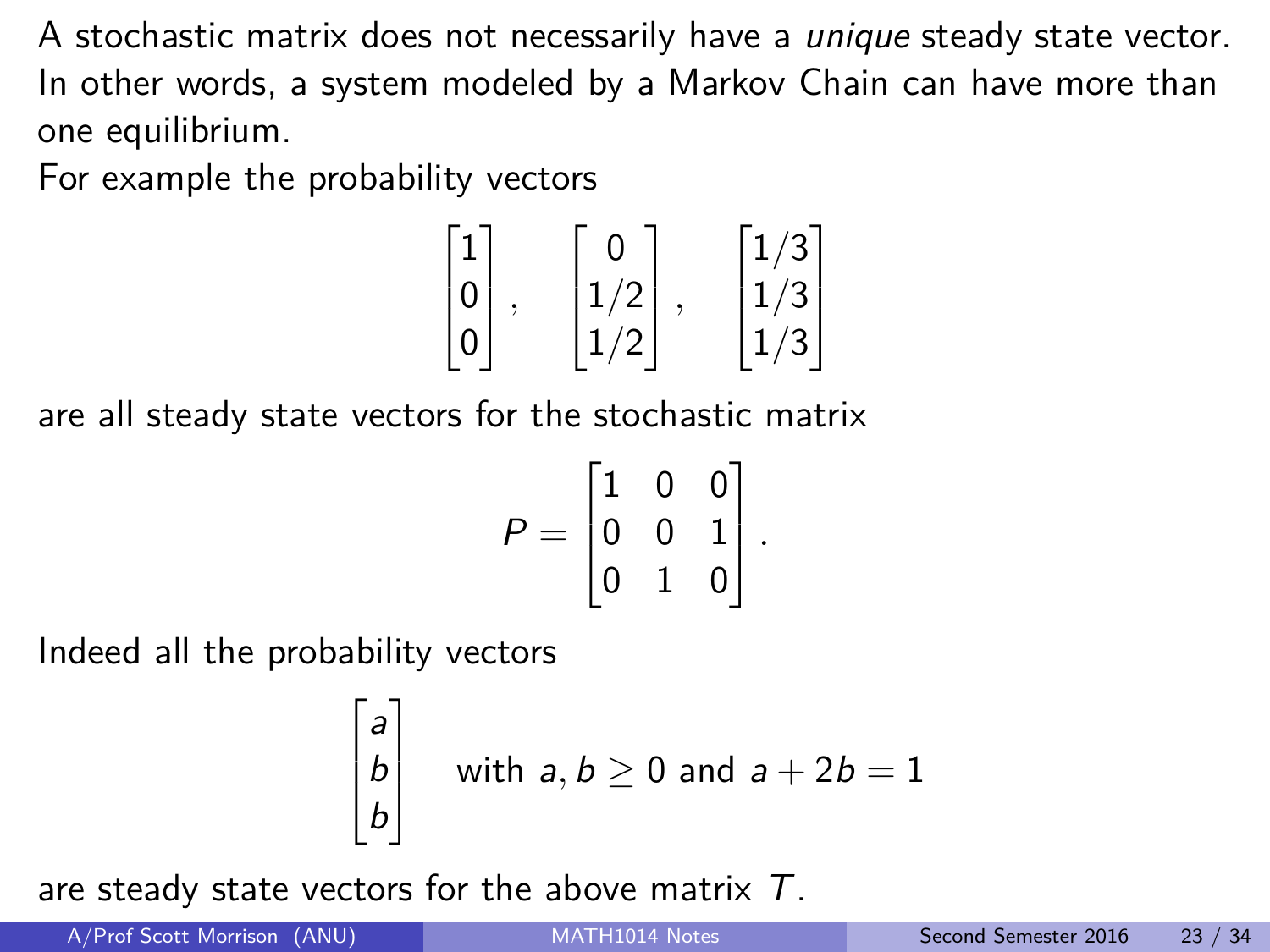A stochastic matrix does not necessarily have a *unique* steady state vector. In other words, a system modeled by a Markov Chain can have more than one equilibrium.

For example the probability vectors

$$\begin{bmatrix} 1 \\ 0 \\ 0 \end{bmatrix}, \quad \begin{bmatrix} 0 \\ 1/2 \\ 1/2 \end{bmatrix}, \quad \begin{bmatrix} 1/3 \\ 1/3 \\ 1/3 \end{bmatrix}$$

are all steady state vectors for the stochastic matrix

$$P = \begin{bmatrix} 1 & 0 & 0 \\ 0 & 0 & 1 \\ 0 & 1 & 0 \end{bmatrix}.$$

Indeed all the probability vectors

$$\begin{bmatrix} a \\ b \\ b \end{bmatrix} \quad \text{with } a, b \geq 0 \text{ and } a + 2b = 1$$

are steady state vectors for the above matrix $T$.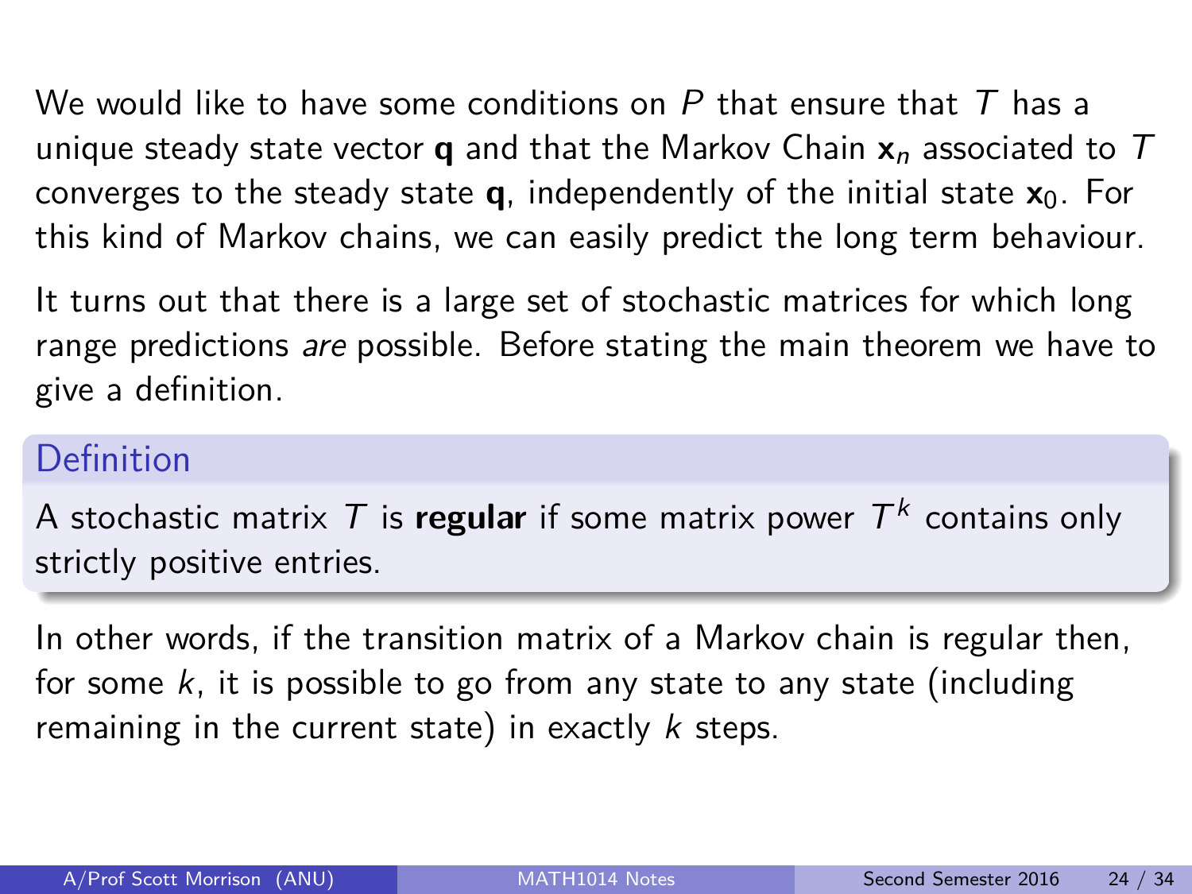We would like to have some conditions on $P$ that ensure that $T$ has a unique steady state vector $\mathbf{q}$ and that the Markov Chain $\mathbf{x}_n$ associated to $T$ converges to the steady state $\mathbf{q}$, independently of the initial state $\mathbf{x}_0$. For this kind of Markov chains, we can easily predict the long term behaviour.

It turns out that there is a large set of stochastic matrices for which long range predictions *are* possible. Before stating the main theorem we have to give a definition.

**Definition**

A stochastic matrix $T$ is **regular** if some matrix power $T^k$ contains only strictly positive entries.

In other words, if the transition matrix of a Markov chain is regular then, for some $k$, it is possible to go from any state to any state (including remaining in the current state) in exactly $k$ steps.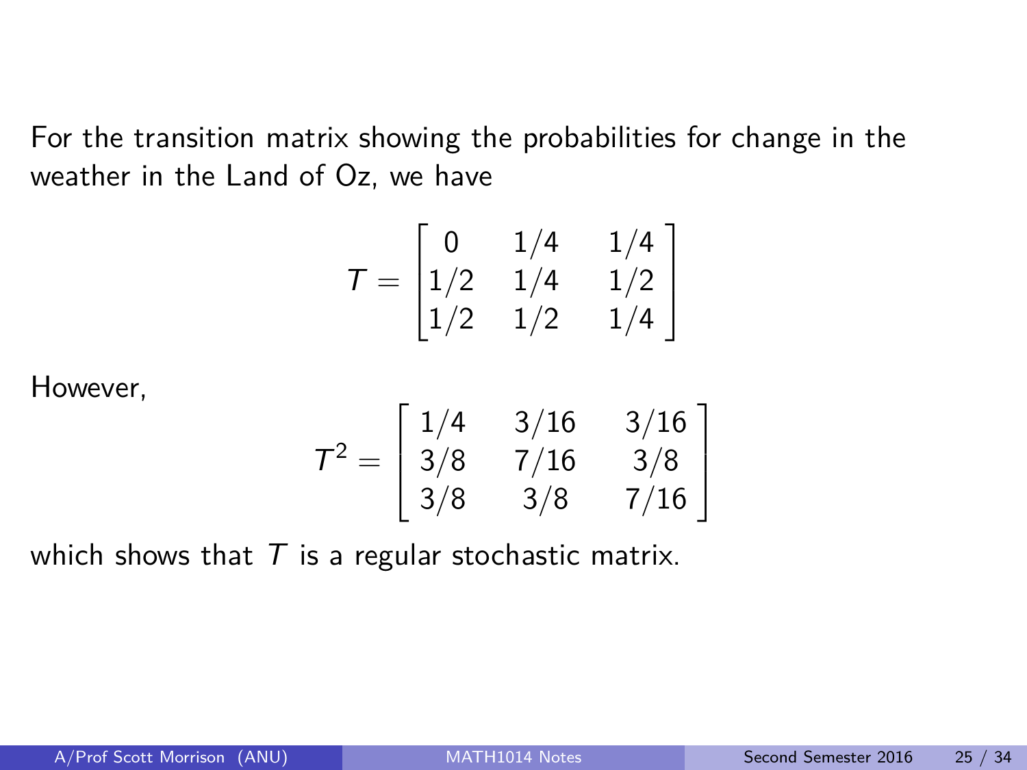For the transition matrix showing the probabilities for change in the weather in the Land of Oz, we have

$$T = \begin{bmatrix} 0 & 1/4 & 1/4 \\ 1/2 & 1/4 & 1/2 \\ 1/2 & 1/2 & 1/4 \end{bmatrix}$$

However,

$$T^2 = \begin{bmatrix} 1/4 & 3/16 & 3/16 \\ 3/8 & 7/16 & 3/8 \\ 3/8 & 3/8 & 7/16 \end{bmatrix}$$

which shows that $T$ is a regular stochastic matrix.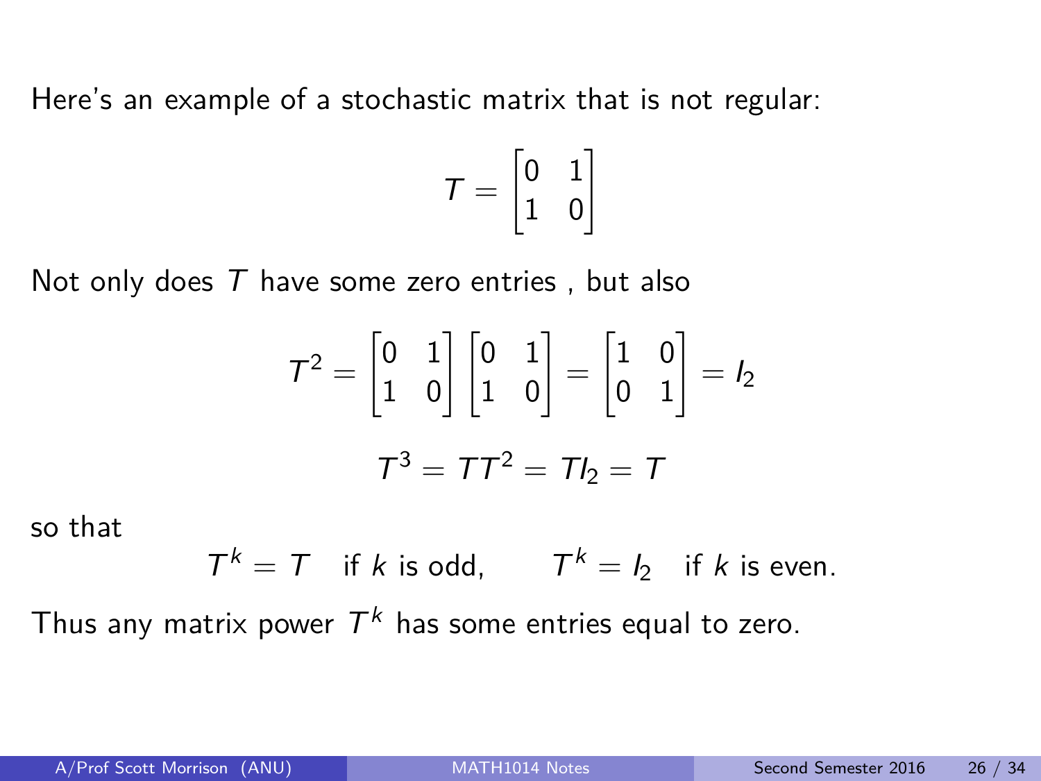Here's an example of a stochastic matrix that is not regular:

$$T = \begin{bmatrix} 0 & 1 \\ 1 & 0 \end{bmatrix}$$

Not only does $T$ have some zero entries , but also

$$T^2 = \begin{bmatrix} 0 & 1 \\ 1 & 0 \end{bmatrix} \begin{bmatrix} 0 & 1 \\ 1 & 0 \end{bmatrix} = \begin{bmatrix} 1 & 0 \\ 0 & 1 \end{bmatrix} = I_2$$

$$T^3 = TT^2 = TI_2 = T$$

so that

$$T^k = T \quad \text{if } k \text{ is odd,} \qquad T^k = I_2 \quad \text{if } k \text{ is even.}$$

Thus any matrix power $T^k$ has some entries equal to zero.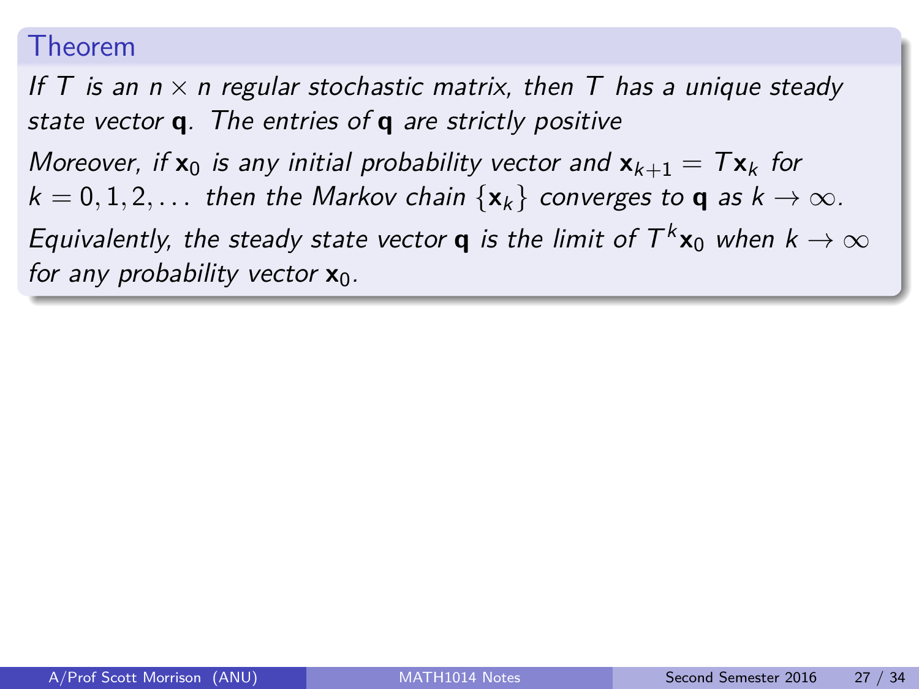### Theorem

*If $T$ is an $n \times n$ regular stochastic matrix, then $T$ has a unique steady state vector $\mathbf{q}$. The entries of $\mathbf{q}$ are strictly positive*

*Moreover, if $\mathbf{x}_0$ is any initial probability vector and $\mathbf{x}_{k+1} = T\mathbf{x}_k$ for $k = 0, 1, 2, \ldots$ then the Markov chain $\{\mathbf{x}_k\}$ converges to $\mathbf{q}$ as $k \to \infty$.*

*Equivalently, the steady state vector $\mathbf{q}$ is the limit of $T^k\mathbf{x}_0$ when $k \to \infty$ for any probability vector $\mathbf{x}_0$.*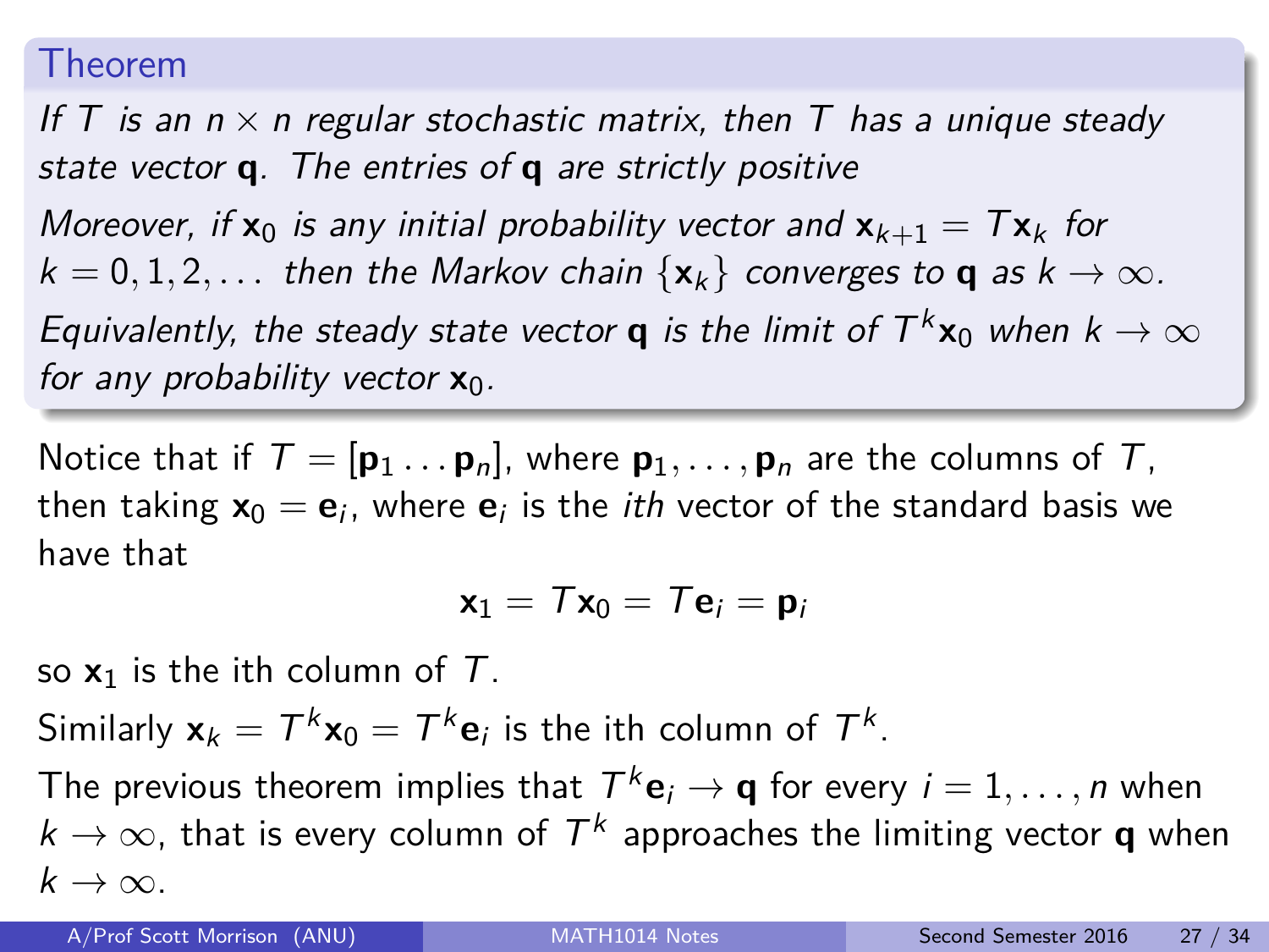**Theorem**

*If $T$ is an $n \times n$ regular stochastic matrix, then $T$ has a unique steady state vector $\mathbf{q}$. The entries of $\mathbf{q}$ are strictly positive*

*Moreover, if $\mathbf{x}_0$ is any initial probability vector and $\mathbf{x}_{k+1} = T\mathbf{x}_k$ for $k = 0, 1, 2, \ldots$ then the Markov chain $\{\mathbf{x}_k\}$ converges to $\mathbf{q}$ as $k \to \infty$.*

*Equivalently, the steady state vector $\mathbf{q}$ is the limit of $T^k\mathbf{x}_0$ when $k \to \infty$ for any probability vector $\mathbf{x}_0$.*

Notice that if $T = [\mathbf{p}_1 \ldots \mathbf{p}_n]$, where $\mathbf{p}_1, \ldots, \mathbf{p}_n$ are the columns of $T$, then taking $\mathbf{x}_0 = \mathbf{e}_i$, where $\mathbf{e}_i$ is the *ith* vector of the standard basis we have that

$$\mathbf{x}_1 = T\mathbf{x}_0 = T\mathbf{e}_i = \mathbf{p}_i$$

so $\mathbf{x}_1$ is the ith column of $T$.

Similarly $\mathbf{x}_k = T^k\mathbf{x}_0 = T^k\mathbf{e}_i$ is the ith column of $T^k$.

The previous theorem implies that $T^k\mathbf{e}_i \to \mathbf{q}$ for every $i = 1, \ldots, n$ when $k \to \infty$, that is every column of $T^k$ approaches the limiting vector $\mathbf{q}$ when $k \to \infty$.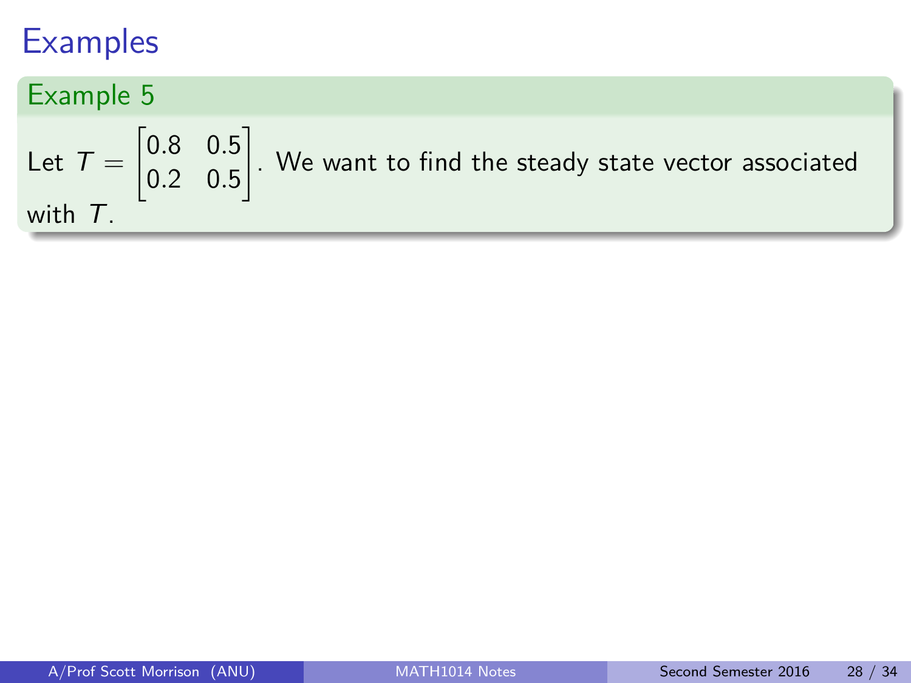# Examples

## Example 5

Let $T = \begin{bmatrix} 0.8 & 0.5 \\ 0.2 & 0.5 \end{bmatrix}$. We want to find the steady state vector associated with $T$.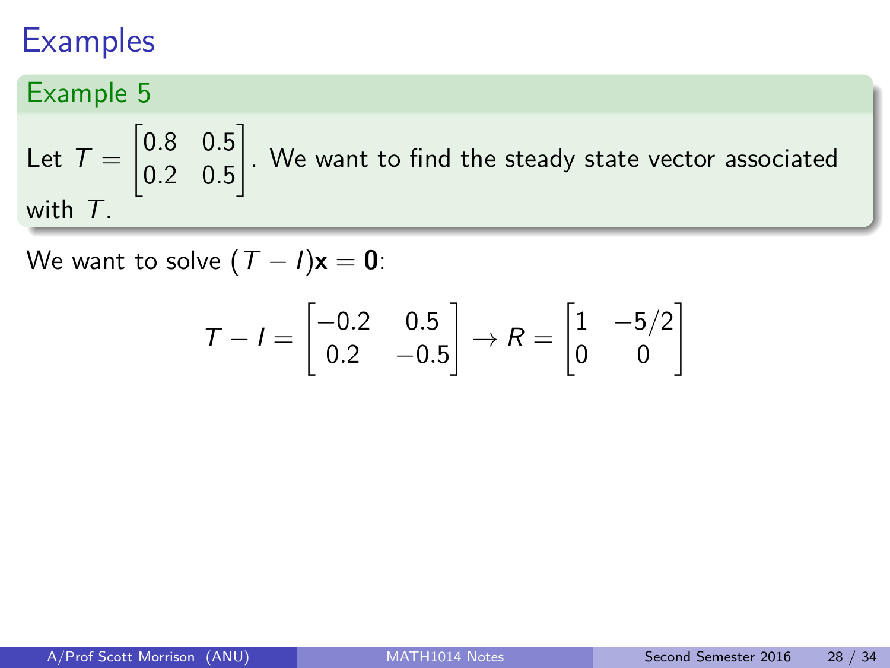# Examples

## Example 5

Let $T = \begin{bmatrix} 0.8 & 0.5 \\ 0.2 & 0.5 \end{bmatrix}$. We want to find the steady state vector associated with $T$.

We want to solve $(T - I)\mathbf{x} = \mathbf{0}$:

$$T - I = \begin{bmatrix} -0.2 & 0.5 \\ 0.2 & -0.5 \end{bmatrix} \to R = \begin{bmatrix} 1 & -5/2 \\ 0 & 0 \end{bmatrix}$$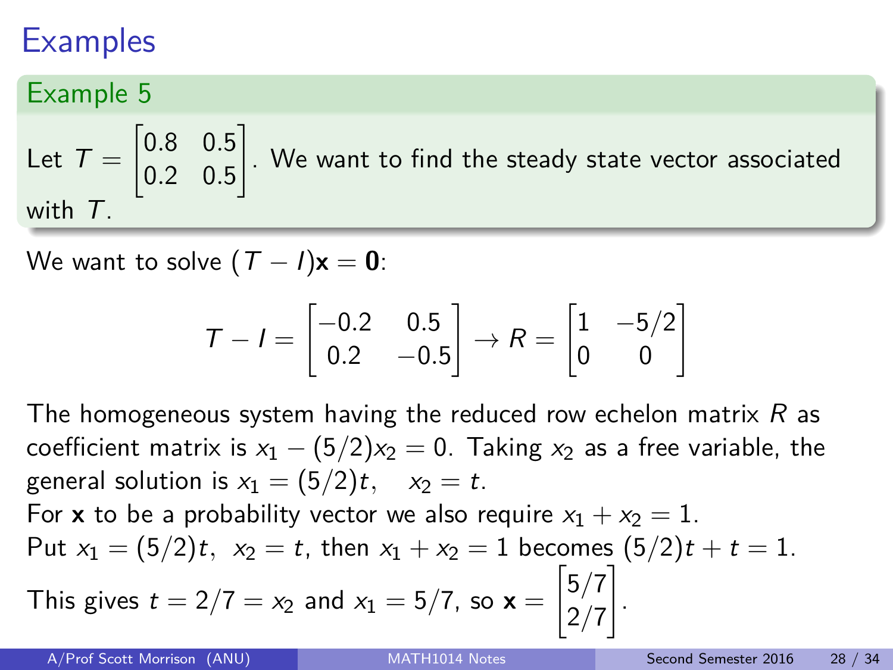# Examples

## Example 5

Let $T = \begin{bmatrix} 0.8 & 0.5 \\ 0.2 & 0.5 \end{bmatrix}$. We want to find the steady state vector associated with $T$.

We want to solve $(T - I)\mathbf{x} = \mathbf{0}$:

$$T - I = \begin{bmatrix} -0.2 & 0.5 \\ 0.2 & -0.5 \end{bmatrix} \to R = \begin{bmatrix} 1 & -5/2 \\ 0 & 0 \end{bmatrix}$$

The homogeneous system having the reduced row echelon matrix $R$ as coefficient matrix is $x_1 - (5/2)x_2 = 0$. Taking $x_2$ as a free variable, the general solution is $x_1 = (5/2)t, \quad x_2 = t$.

For $\mathbf{x}$ to be a probability vector we also require $x_1 + x_2 = 1$.

Put $x_1 = (5/2)t, \; x_2 = t$, then $x_1 + x_2 = 1$ becomes $(5/2)t + t = 1$.

This gives $t = 2/7 = x_2$ and $x_1 = 5/7$, so $\mathbf{x} = \begin{bmatrix} 5/7 \\ 2/7 \end{bmatrix}$.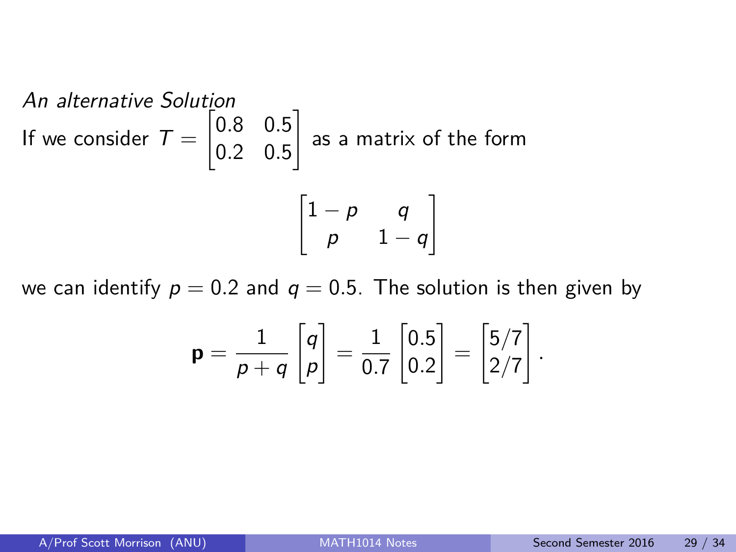*An alternative Solution*

If we consider $T = \begin{bmatrix} 0.8 & 0.5 \\ 0.2 & 0.5 \end{bmatrix}$ as a matrix of the form

$$\begin{bmatrix} 1-p & q \\ p & 1-q \end{bmatrix}$$

we can identify $p = 0.2$ and $q = 0.5$. The solution is then given by

$$\mathbf{p} = \frac{1}{p+q} \begin{bmatrix} q \\ p \end{bmatrix} = \frac{1}{0.7} \begin{bmatrix} 0.5 \\ 0.2 \end{bmatrix} = \begin{bmatrix} 5/7 \\ 2/7 \end{bmatrix}.$$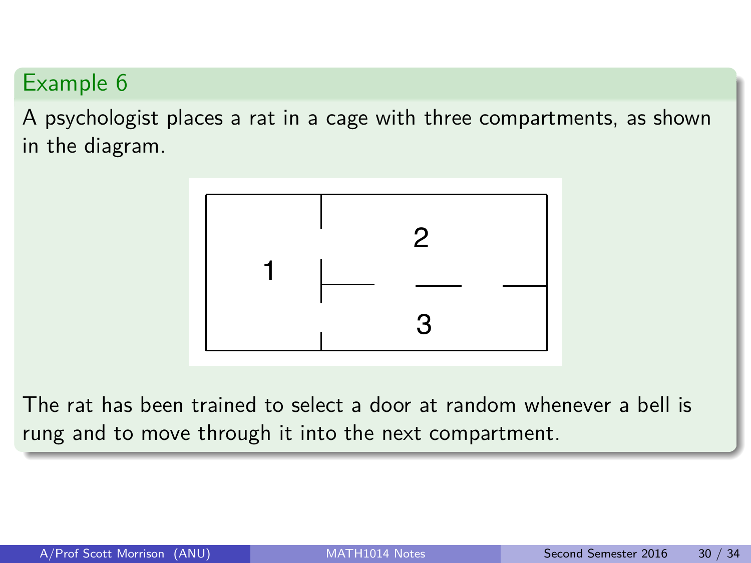## Example 6

A psychologist places a rat in a cage with three compartments, as shown in the diagram.

The rat has been trained to select a door at random whenever a bell is rung and to move through it into the next compartment.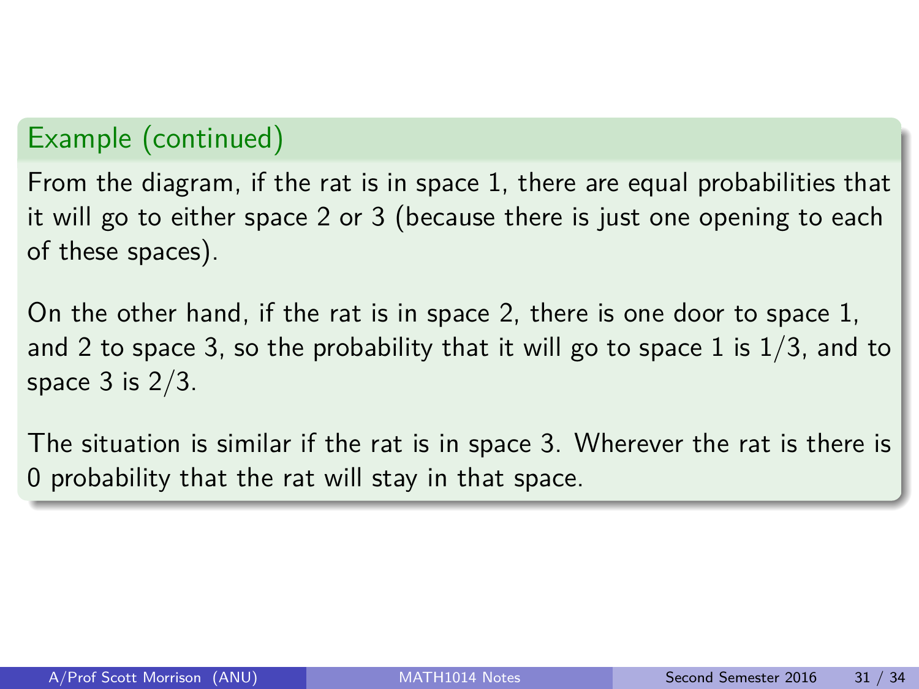### Example (continued)

From the diagram, if the rat is in space 1, there are equal probabilities that it will go to either space 2 or 3 (because there is just one opening to each of these spaces).

On the other hand, if the rat is in space 2, there is one door to space 1, and 2 to space 3, so the probability that it will go to space 1 is $1/3$, and to space 3 is $2/3$.

The situation is similar if the rat is in space 3. Wherever the rat is there is 0 probability that the rat will stay in that space.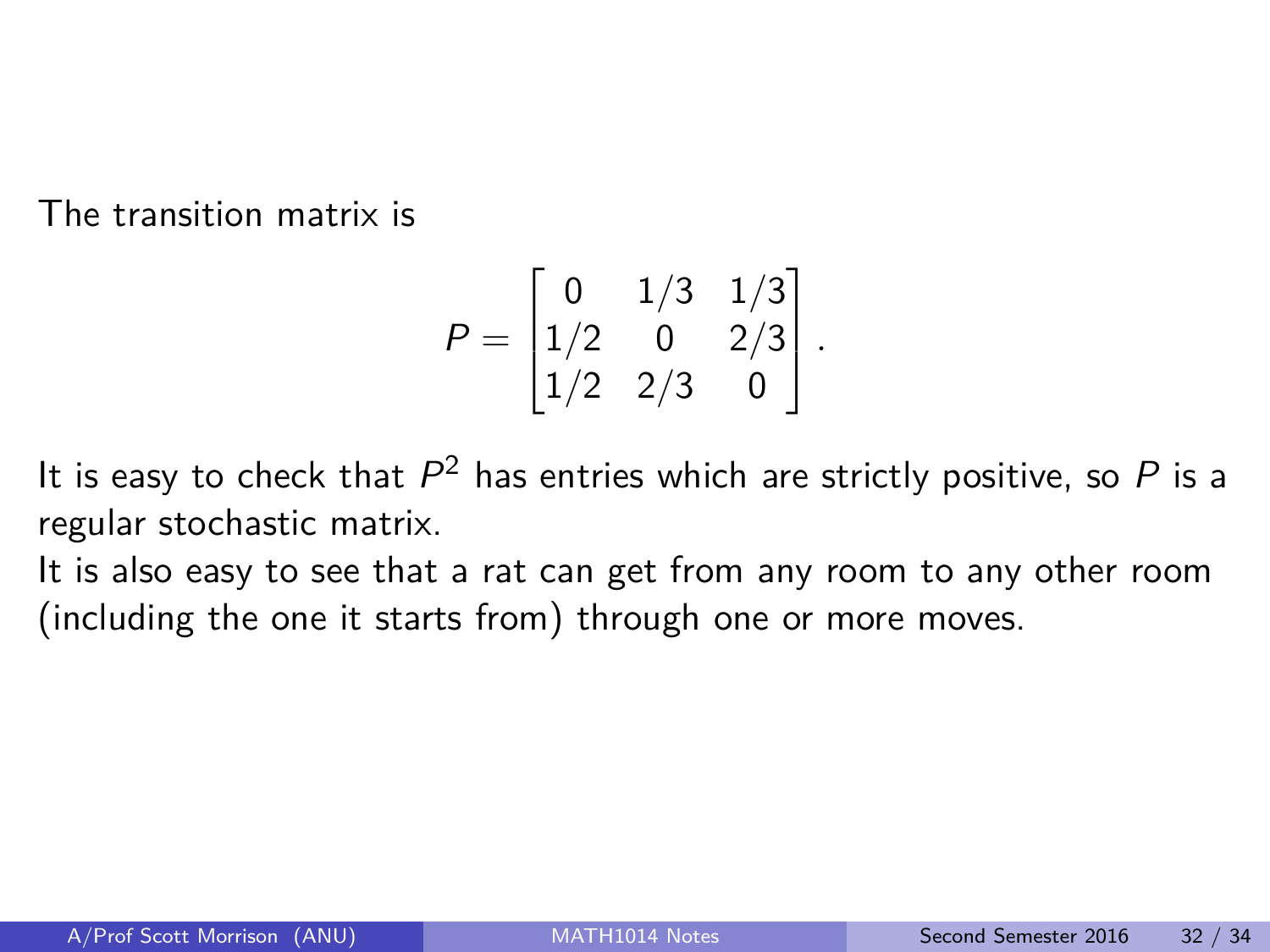The transition matrix is

$$P = \begin{bmatrix} 0 & 1/3 & 1/3 \\ 1/2 & 0 & 2/3 \\ 1/2 & 2/3 & 0 \end{bmatrix}.$$

It is easy to check that $P^2$ has entries which are strictly positive, so $P$ is a regular stochastic matrix.

It is also easy to see that a rat can get from any room to any other room (including the one it starts from) through one or more moves.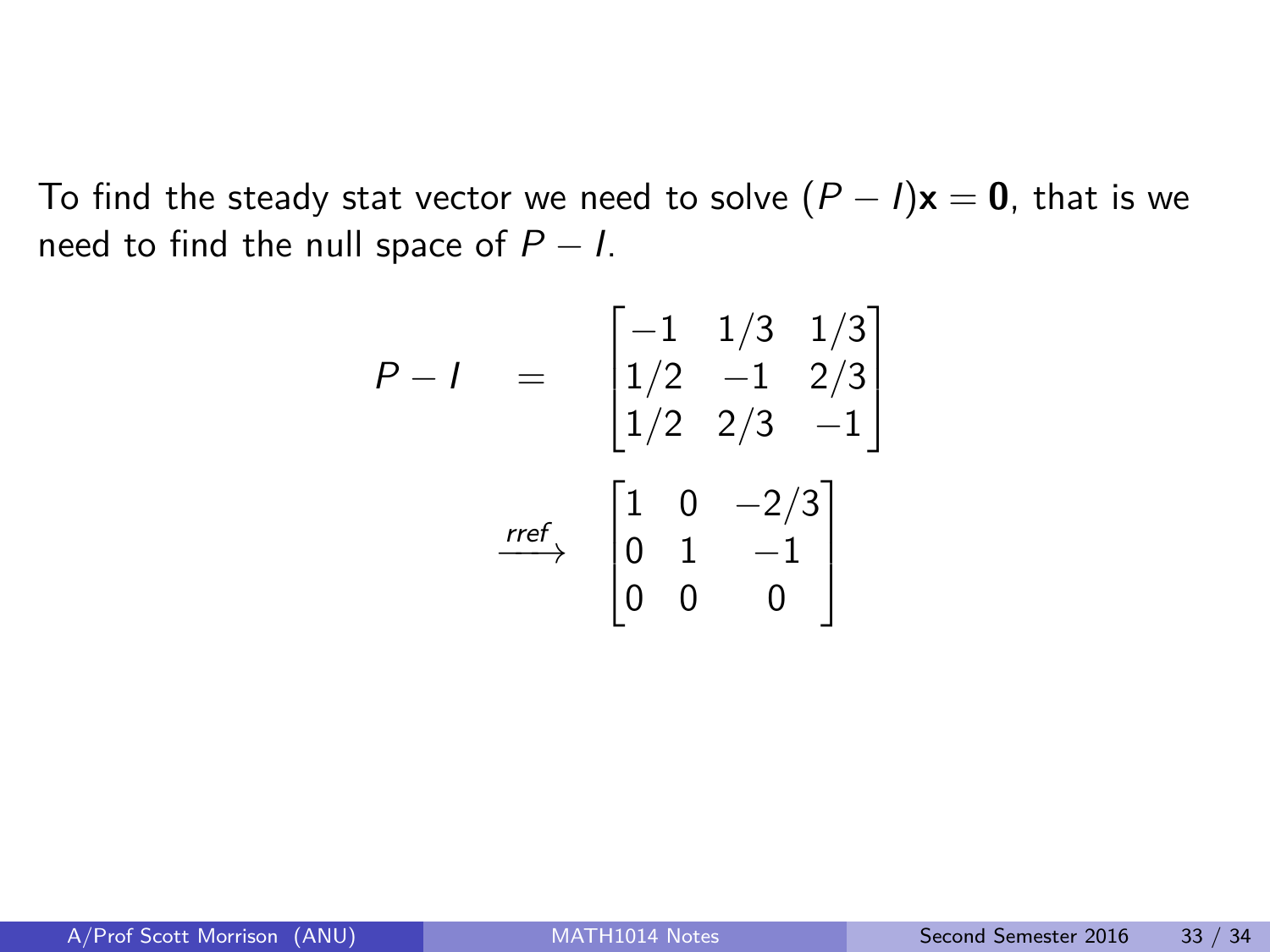To find the steady stat vector we need to solve $(P - I)\mathbf{x} = \mathbf{0}$, that is we need to find the null space of $P - I$.

$$
\begin{aligned}
P - I \quad &= \quad \begin{bmatrix} -1 & 1/3 & 1/3 \\ 1/2 & -1 & 2/3 \\ 1/2 & 2/3 & -1 \end{bmatrix} \\
&\xrightarrow{rref} \quad \begin{bmatrix} 1 & 0 & -2/3 \\ 0 & 1 & -1 \\ 0 & 0 & 0 \end{bmatrix}
\end{aligned}
$$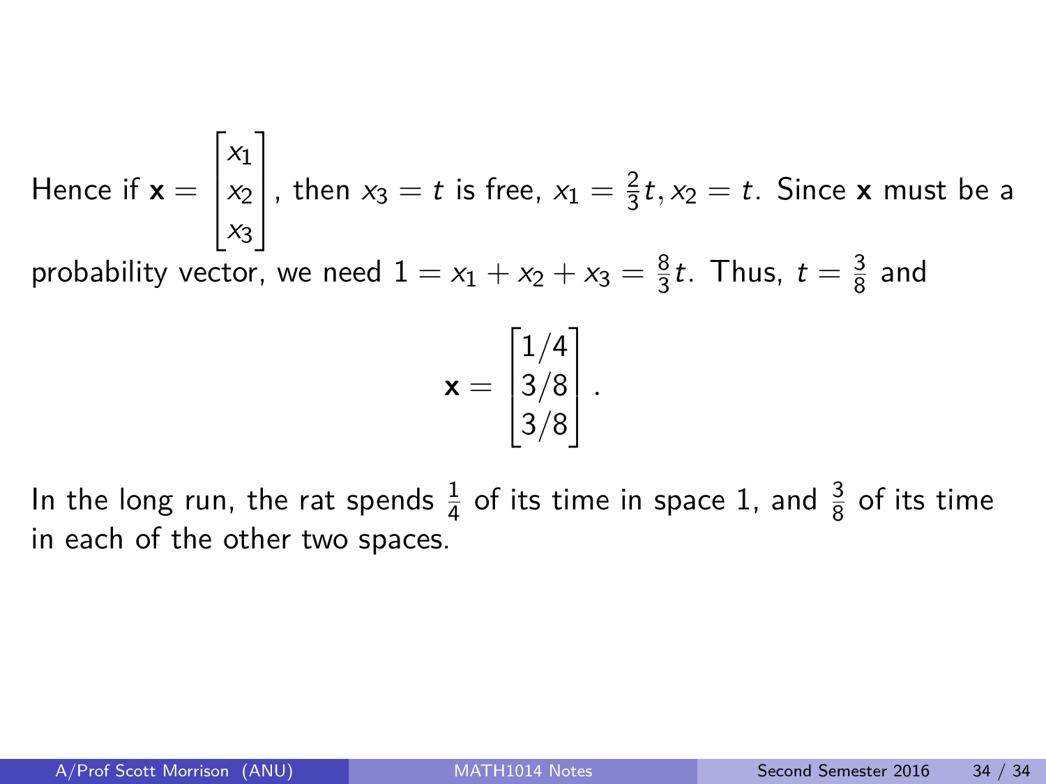Hence if $\mathbf{x} = \begin{bmatrix} x_1 \\ x_2 \\ x_3 \end{bmatrix}$, then $x_3 = t$ is free, $x_1 = \frac{2}{3}t, x_2 = t$. Since $\mathbf{x}$ must be a probability vector, we need $1 = x_1 + x_2 + x_3 = \frac{8}{3}t$. Thus, $t = \frac{3}{8}$ and

$$\mathbf{x} = \begin{bmatrix} 1/4 \\ 3/8 \\ 3/8 \end{bmatrix}.$$

In the long run, the rat spends $\frac{1}{4}$ of its time in space 1, and $\frac{3}{8}$ of its time in each of the other two spaces.